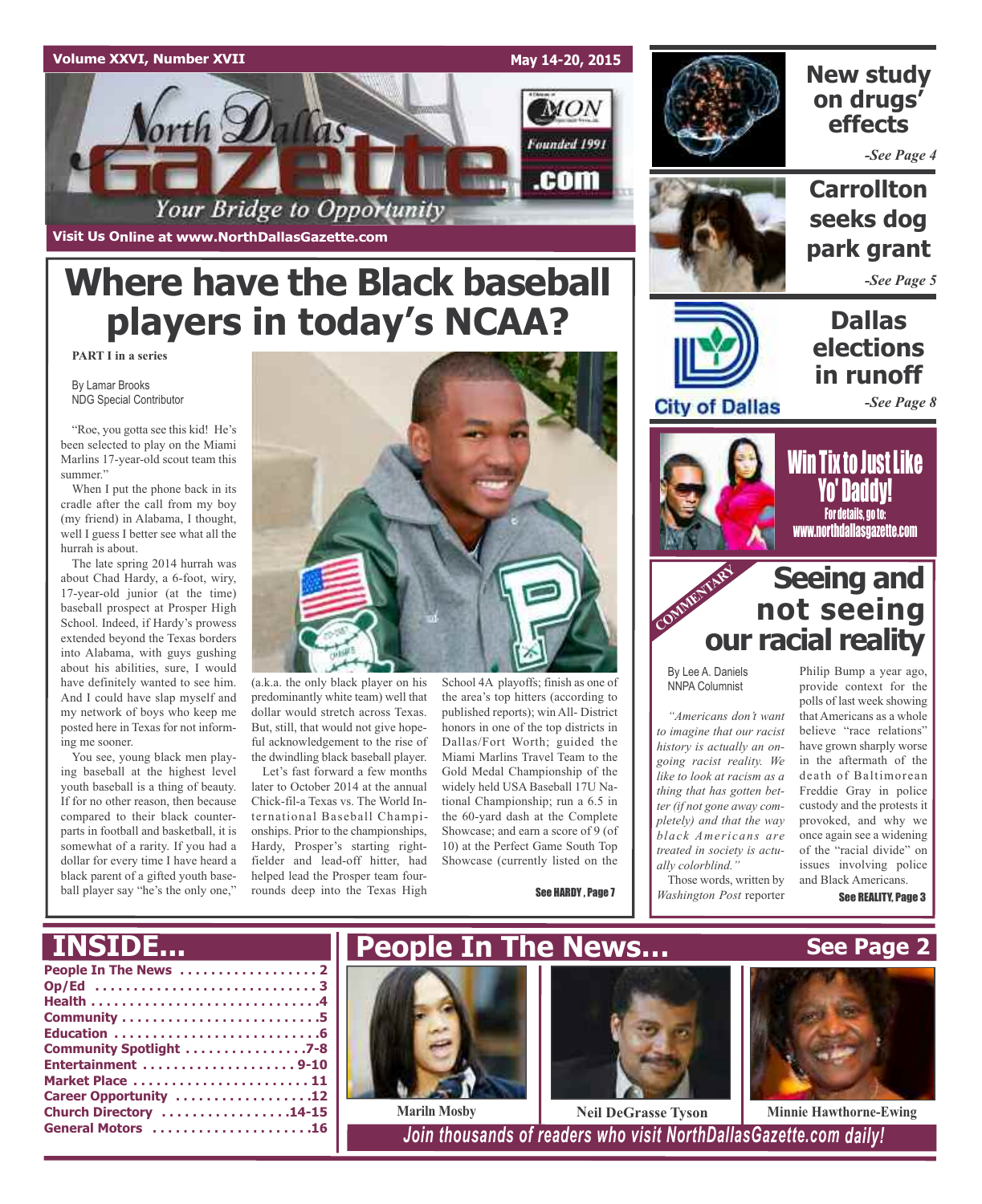Volume XXVI, Number XVII

May 14-20, 2015

# North Dallas Gazette

Your Bridge to Opportunity

Founded 1991

Visit Us Online at www.NorthDallasGazette.com

# Where have the Black baseball players in today's NCAA?

**PART I in a series**

By Lamar Brooks
NDG Special Contributor

"Roe, you gotta see this kid! He's been selected to play on the Miami Marlins 17-year-old scout team this summer."

When I put the phone back in its cradle after the call from my boy (my friend) in Alabama, I thought, well I guess I better see what all the hurrah is about.

The late spring 2014 hurrah was about Chad Hardy, a 6-foot, wiry, 17-year-old junior (at the time) baseball prospect at Prosper High School. Indeed, if Hardy's prowess extended beyond the Texas borders into Alabama, with guys gushing about his abilities, sure, I would have definitely wanted to see him. And I could have slap myself and my network of boys who keep me posted here in Texas for not informing me sooner.

You see, young black men playing baseball at the highest level youth baseball is a thing of beauty. If for no other reason, then because compared to their black counterparts in football and basketball, it is somewhat of a rarity. If you had a dollar for every time I have heard a black parent of a gifted youth baseball player say "he's the only one," (a.k.a. the only black player on his predominantly white team) well that dollar would stretch across Texas. But, still, that would not give hopeful acknowledgement to the rise of the dwindling black baseball player.

Let's fast forward a few months later to October 2014 at the annual Chick-fil-a Texas vs. The World International Baseball Championships. Prior to the championships, Hardy, Prosper's starting rightfielder and lead-off hitter, had helped lead the Prosper team four-rounds deep into the Texas High School 4A playoffs; finish as one of the area's top hitters (according to published reports); win All- District honors in one of the top districts in Dallas/Fort Worth; guided the Miami Marlins Travel Team to the Gold Medal Championship of the widely held USA Baseball 17U National Championship; run a 6.5 in the 60-yard dash at the Complete Showcase; and earn a score of 9 (of 10) at the Perfect Game South Top Showcase (currently listed on the

See HARDY, Page 7

## New study on drugs' effects

-See Page 4

## Carrollton seeks dog park grant

-See Page 5

## Dallas elections in runoff

City of Dallas

-See Page 8

## Win Tix to Just Like Yo' Daddy!

For details, go to: www.northdallasgazette.com

COMMENTARY

## Seeing and not seeing our racial reality

By Lee A. Daniels
NNPA Columnist

*"Americans don't want to imagine that our racist history is actually an ongoing racist reality. We like to look at racism as a thing that has gotten better (if not gone away completely) and that the way black Americans are treated in society is actually colorblind."*

Those words, written by *Washington Post* reporter Philip Bump a year ago, provide context for the polls of last week showing that Americans as a whole believe "race relations" have grown sharply worse in the aftermath of the death of Baltimorean Freddie Gray in police custody and the protests it provoked, and why we once again see a widening of the "racial divide" on issues involving police and Black Americans.

See REALITY, Page 3

## INSIDE...

- People In The News .................. 2
- Op/Ed .................................. 3
- Health ................................. 4
- Community ............................ 5
- Education ............................. 6
- Community Spotlight ............... 7-8
- Entertainment ...................... 9-10
- Market Place ......................... 11
- Career Opportunity ................. 12
- Church Directory .................. 14-15
- General Motors ...................... 16

## People In The News... See Page 2

Mariln Mosby

Neil DeGrasse Tyson

Minnie Hawthorne-Ewing

*Join thousands of readers who visit NorthDallasGazette.com daily!*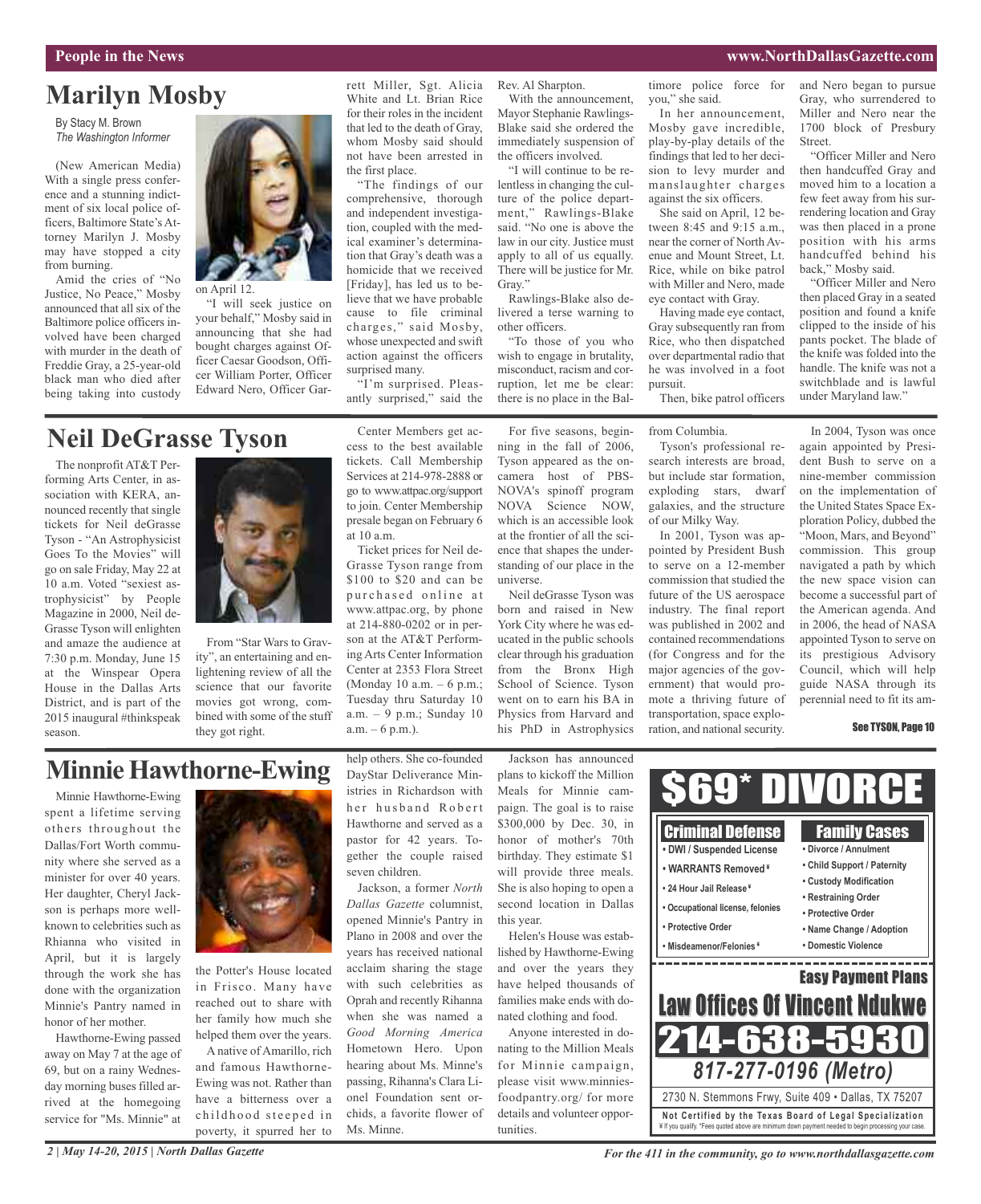# Marilyn Mosby

By Stacy M. Brown
*The Washington Informer*

(New American Media) With a single press conference and a stunning indictment of six local police officers, Baltimore State's Attorney Marilyn J. Mosby may have stopped a city from burning.

Amid the cries of "No Justice, No Peace," Mosby announced that all six of the Baltimore police officers involved have been charged with murder in the death of Freddie Gray, a 25-year-old black man who died after being taking into custody on April 12.

"I will seek justice on your behalf," Mosby said in announcing that she had bought charges against Officer Caesar Goodson, Officer William Porter, Officer Edward Nero, Officer Garrett Miller, Sgt. Alicia White and Lt. Brian Rice for their roles in the incident that led to the death of Gray, whom Mosby said should not have been arrested in the first place.

"The findings of our comprehensive, thorough and independent investigation, coupled with the medical examiner's determination that Gray's death was a homicide that we received [Friday], has led us to believe that we have probable cause to file criminal charges," said Mosby, whose unexpected and swift action against the officers surprised many.

"I'm surprised. Pleasantly surprised," said the Rev. Al Sharpton.

With the announcement, Mayor Stephanie Rawlings-Blake said she ordered the immediately suspension of the officers involved.

"I will continue to be relentless in changing the culture of the police department," Rawlings-Blake said. "No one is above the law in our city. Justice must apply to all of us equally. There will be justice for Mr. Gray."

Rawlings-Blake also delivered a terse warning to other officers.

"To those of you who wish to engage in brutality, misconduct, racism and corruption, let me be clear: there is no place in the Baltimore police force for you," she said.

In her announcement, Mosby gave incredible, play-by-play details of the findings that led to her decision to levy murder and manslaughter charges against the six officers.

She said on April, 12 between 8:45 and 9:15 a.m., near the corner of North Avenue and Mount Street, Lt. Rice, while on bike patrol with Miller and Nero, made eye contact with Gray.

Having made eye contact, Gray subsequently ran from Rice, who then dispatched over departmental radio that he was involved in a foot pursuit.

Then, bike patrol officers and Nero began to pursue Gray, who surrendered to Miller and Nero near the 1700 block of Presbury Street.

"Officer Miller and Nero then handcuffed Gray and moved him to a location a few feet away from his surrendering location and Gray was then placed in a prone position with his arms handcuffed behind his back," Mosby said.

"Officer Miller and Nero then placed Gray in a seated position and found a knife clipped to the inside of his pants pocket. The blade of the knife was folded into the handle. The knife was not a switchblade and is lawful under Maryland law."

# Neil DeGrasse Tyson

The nonprofit AT&T Performing Arts Center, in association with KERA, announced recently that single tickets for Neil deGrasse Tyson - "An Astrophysicist Goes To the Movies" will go on sale Friday, May 22 at 10 a.m. Voted "sexiest astrophysicist" by People Magazine in 2000, Neil deGrasse Tyson will enlighten and amaze the audience at 7:30 p.m. Monday, June 15 at the Winspear Opera House in the Dallas Arts District, and is part of the 2015 inaugural #thinkspeak season.

From "Star Wars to Gravity", an entertaining and enlightening review of all the science that our favorite movies got wrong, combined with some of the stuff they got right.

Center Members get access to the best available tickets. Call Membership Services at 214-978-2888 or go to www.attpac.org/support to join. Center Membership presale began on February 6 at 10 a.m.

Ticket prices for Neil deGrasse Tyson range from $100 to $20 and can be purchased online at www.attpac.org, by phone at 214-880-0202 or in person at the AT&T Performing Arts Center Information Center at 2353 Flora Street (Monday 10 a.m. – 6 p.m.; Tuesday thru Saturday 10 a.m. – 9 p.m.; Sunday 10 a.m. – 6 p.m.).

For five seasons, beginning in the fall of 2006, Tyson appeared as the on-camera host of PBS-NOVA's spinoff program NOVA Science NOW, which is an accessible look at the frontier of all the science that shapes the understanding of our place in the universe.

Neil deGrasse Tyson was born and raised in New York City where he was educated in the public schools clear through his graduation from the Bronx High School of Science. Tyson went on to earn his BA in Physics from Harvard and his PhD in Astrophysics from Columbia.

Tyson's professional research interests are broad, but include star formation, exploding stars, dwarf galaxies, and the structure of our Milky Way.

In 2001, Tyson was appointed by President Bush to serve on a 12-member commission that studied the future of the US aerospace industry. The final report was published in 2002 and contained recommendations (for Congress and for the major agencies of the government) that would promote a thriving future of transportation, space exploration, and national security.

In 2004, Tyson was once again appointed by President Bush to serve on a nine-member commission on the implementation of the United States Space Exploration Policy, dubbed the "Moon, Mars, and Beyond" commission. This group navigated a path by which the new space vision can become a successful part of the American agenda. And in 2006, the head of NASA appointed Tyson to serve on its prestigious Advisory Council, which will help guide NASA through its perennial need to fit its am-

**See TYSON, Page 10**

# Minnie Hawthorne-Ewing

Minnie Hawthorne-Ewing spent a lifetime serving others throughout the Dallas/Fort Worth community where she served as a minister for over 40 years. Her daughter, Cheryl Jackson is perhaps more well-known to celebrities such as Rhianna who visited in April, but it is largely through the work she has done with the organization Minnie's Pantry named in honor of her mother.

Hawthorne-Ewing passed away on May 7 at the age of 69, but on a rainy Wednesday morning buses filled arrived at the homegoing service for "Ms. Minnie" at the Potter's House located in Frisco. Many have reached out to share with her family how much she helped them over the years.

A native of Amarillo, rich and famous Hawthorne-Ewing was not. Rather than have a bitterness over a childhood steeped in poverty, it spurred her to help others. She co-founded DayStar Deliverance Ministries in Richardson with her husband Robert Hawthorne and served as a pastor for 42 years. Together the couple raised seven children.

Jackson, a former *North Dallas Gazette* columnist, opened Minnie's Pantry in Plano in 2008 and over the years has received national acclaim sharing the stage with such celebrities as Oprah and recently Rihanna when she was named a *Good Morning America* Hometown Hero. Upon hearing about Ms. Minne's passing, Rihanna's Clara Lionel Foundation sent orchids, a favorite flower of Ms. Minne.

Jackson has announced plans to kickoff the Million Meals for Minnie campaign. The goal is to raise $300,000 by Dec. 30, in honor of mother's 70th birthday. They estimate $1 will provide three meals. She is also hoping to open a second location in Dallas this year.

Helen's House was established by Hawthorne-Ewing and over the years they have helped thousands of families make ends with donated clothing and food.

Anyone interested in donating to the Million Meals for Minnie campaign, please visit www.minniesfoodpantry.org/ for more details and volunteer opportunities.

---

**$69* DIVORCE**

**Criminal Defense**
- DWI / Suspended License
- WARRANTS Removed ¥
- 24 Hour Jail Release ¥
- Occupational license, felonies
- Protective Order
- Misdeamenor/Felonies ¥

**Family Cases**
- Divorce / Annulment
- Child Support / Paternity
- Custody Modification
- Restraining Order
- Protective Order
- Name Change / Adoption
- Domestic Violence

**Easy Payment Plans**

**Law Offices Of Vincent Ndukwe**

**214-638-5930**

**817-277-0196 (Metro)**

2730 N. Stemmons Frwy, Suite 409 • Dallas, TX 75207

**Not Certified by the Texas Board of Legal Specialization**

¥ If you qualify. *Fees quoted above are minimum down payment needed to begin processing your case.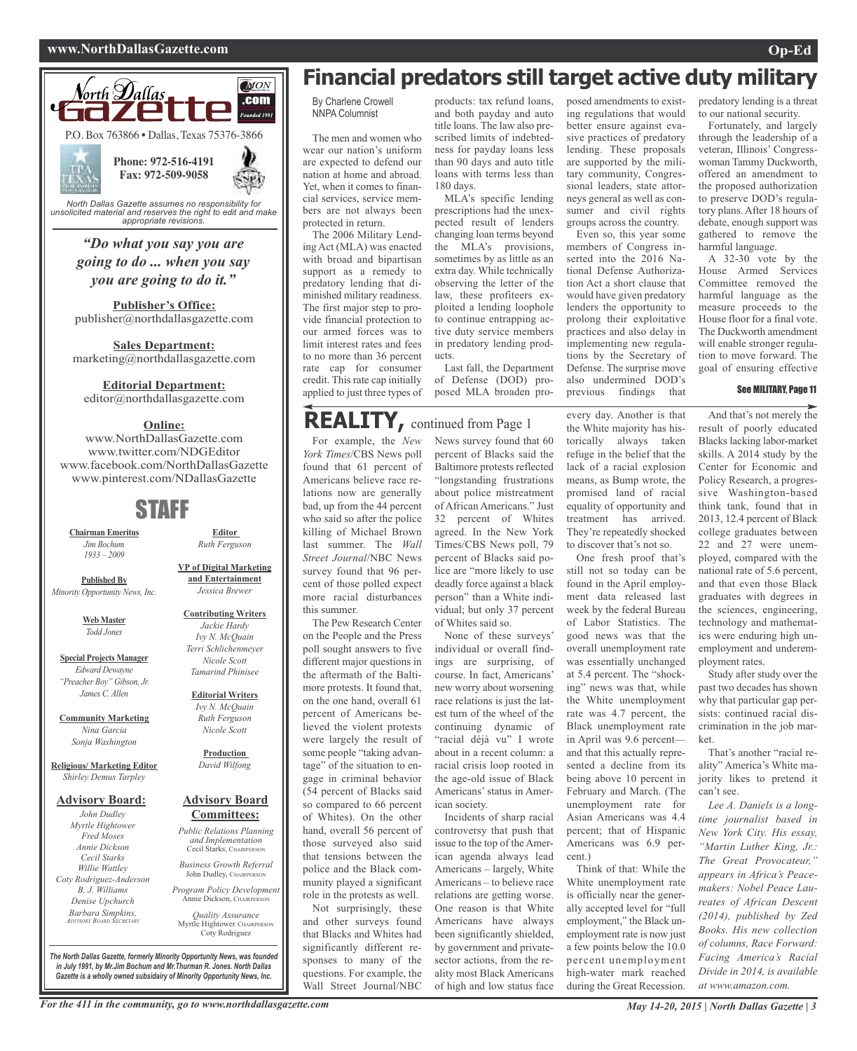# Financial predators still target active duty military

By Charlene Crowell
NNPA Columnist

The men and women who wear our nation's uniform are expected to defend our nation at home and abroad. Yet, when it comes to financial services, service members are not always been protected in return.

The 2006 Military Lending Act (MLA) was enacted with broad and bipartisan support as a remedy to predatory lending that diminished military readiness. The first major step to provide financial protection to our armed forces was to limit interest rates and fees to no more than 36 percent rate cap for consumer credit. This rate cap initially applied to just three types of products: tax refund loans, and both payday and auto title loans. The law also prescribed limits of indebtedness for payday loans less than 90 days and auto title loans with terms less than 180 days.

MLA's specific lending prescriptions had the unexpected result of lenders changing loan terms beyond the MLA's provisions, sometimes by as little as an extra day. While technically observing the letter of the law, these profiteers exploited a lending loophole to continue entrapping active duty service members in predatory lending products.

Last fall, the Department of Defense (DOD) proposed MLA broaden proposed amendments to existing regulations that would better ensure against evasive practices of predatory lending. These proposals are supported by the military community, Congressional leaders, state attorneys general as well as consumer and civil rights groups across the country.

Even so, this year some members of Congress inserted into the 2016 National Defense Authorization Act a short clause that would have given predatory lenders the opportunity to prolong their exploitative practices and also delay in implementing new regulations by the Secretary of Defense. The surprise move also undermined DOD's previous findings that predatory lending is a threat to our national security.

Fortunately, and largely through the leadership of a veteran, Illinois' Congresswoman Tammy Duckworth, offered an amendment to the proposed authorization to preserve DOD's regulatory plans. After 18 hours of debate, enough support was gathered to remove the harmful language.

A 32-30 vote by the House Armed Services Committee removed the harmful language as the measure proceeds to the House floor for a final vote. The Duckworth amendment will enable stronger regulation to move forward. The goal of ensuring effective

See MILITARY, Page 11

# REALITY, continued from Page 1

For example, the *New York Times*/CBS News poll found that 61 percent of Americans believe race relations now are generally bad, up from the 44 percent who said so after the police killing of Michael Brown last summer. The *Wall Street Journal*/NBC News survey found that 96 percent of those polled expect more racial disturbances this summer.

The Pew Research Center on the People and the Press poll sought answers to five different major questions in the aftermath of the Baltimore protests. It found that, on the one hand, overall 61 percent of Americans believed the violent protests were largely the result of some people "taking advantage" of the situation to engage in criminal behavior (54 percent of Blacks said so compared to 66 percent of Whites). On the other hand, overall 56 percent of those surveyed also said that tensions between the police and the Black community played a significant role in the protests as well.

Not surprisingly, these and other surveys found that Blacks and Whites had significantly different responses to many of the questions. For example, the Wall Street Journal/NBC News survey found that 60 percent of Blacks said the Baltimore protests reflected "longstanding frustrations about police mistreatment of African Americans." Just 32 percent of Whites agreed. In the New York Times/CBS News poll, 79 percent of Blacks said police are "more likely to use deadly force against a black person" than a White individual; but only 37 percent of Whites said so.

None of these surveys' individual or overall findings are surprising, of course. In fact, Americans' new worry about worsening race relations is just the latest turn of the wheel of the continuing dynamic of "racial déjà vu" I wrote about in a recent column: a racial crisis loop rooted in the age-old issue of Black Americans' status in American society.

Incidents of sharp racial controversy that push that issue to the top of the American agenda always lead Americans – largely, White Americans – to believe race relations are getting worse. One reason is that White Americans have always been significantly shielded, by government and private-sector actions, from the reality most Black Americans of high and low status face every day. Another is that the White majority has historically always taken refuge in the belief that the lack of a racial explosion means, as Bump wrote, the promised land of racial equality of opportunity and treatment has arrived. They're repeatedly shocked to discover that's not so.

One fresh proof that's still not so today can be found in the April employment data released last week by the federal Bureau of Labor Statistics. The good news was that the overall unemployment rate was essentially unchanged at 5.4 percent. The "shocking" news was that, while the White unemployment rate was 4.7 percent, the Black unemployment rate in April was 9.6 percent—and that this actually represented a decline from its being above 10 percent in February and March. (The unemployment rate for Asian Americans was 4.4 percent; that of Hispanic Americans was 6.9 percent.)

Think of that: While the White unemployment rate is officially near the generally accepted level for "full employment," the Black unemployment rate is now just a few points below the 10.0 percent unemployment high-water mark reached during the Great Recession.

And that's not merely the result of poorly educated Blacks lacking labor-market skills. A 2014 study by the Center for Economic and Policy Research, a progressive Washington-based think tank, found that in 2013, 12.4 percent of Black college graduates between 22 and 27 were unemployed, compared with the national rate of 5.6 percent, and that even those Black graduates with degrees in the sciences, engineering, technology and mathematics were enduring high unemployment and underemployment rates.

Study after study over the past two decades has shown why that particular gap persists: continued racial discrimination in the job market.

That's another "racial reality" America's White majority likes to pretend it can't see.

*Lee A. Daniels is a longtime journalist based in New York City. His essay, "Martin Luther King, Jr.: The Great Provocateur," appears in Africa's Peacemakers: Nobel Peace Laureates of African Descent (2014), published by Zed Books. His new collection of columns, Race Forward: Facing America's Racial Divide in 2014, is available at www.amazon.com.*

---

**North Dallas Gazette** .com — Founded 1991

P.O. Box 763866 • Dallas, Texas 75376-3866

**Phone: 972-516-4191**
**Fax: 972-509-9058**

*North Dallas Gazette assumes no responsibility for unsolicited material and reserves the right to edit and make appropriate revisions.*

***"Do what you say you are going to do ... when you say you are going to do it."***

**Publisher's Office:**
publisher@northdallasgazette.com

**Sales Department:**
marketing@northdallasgazette.com

**Editorial Department:**
editor@northdallasgazette.com

**Online:**
www.NorthDallasGazette.com
www.twitter.com/NDGEditor
www.facebook.com/NorthDallasGazette
www.pinterest.com/NDallasGazette

## STAFF

**Chairman Emeritus**
*Jim Bochum 1933 – 2009*

**Published By**
*Minority Opportunity News, Inc.*

**Web Master**
*Todd Jones*

**Special Projects Manager**
*Edward Dewayne "Preacher Boy" Gibson, Jr.*
*James C. Allen*

**Community Marketing**
*Nina Garcia*
*Sonja Washington*

**Religious/ Marketing Editor**
*Shirley Demus Tarpley*

**Advisory Board:**
*John Dudley*
*Myrtle Hightower*
*Fred Moses*
*Annie Dickson*
*Cecil Starks*
*Willie Wattley*
*Coty Rodriguez-Anderson*
*B. J. Williams*
*Denise Upchurch*
*Barbara Simpkins, Advisory Board Secretary*

**Editor**
*Ruth Ferguson*

**VP of Digital Marketing and Entertainment**
*Jessica Brewer*

**Contributing Writers**
*Jackie Hardy*
*Ivy N. McQuain*
*Terri Schlichenmeyer*
*Nicole Scott*
*Tamarind Phinisee*

**Editorial Writers**
*Ivy N. McQuain*
*Ruth Ferguson*
*Nicole Scott*

**Production**
*David Wilfong*

**Advisory Board Committees:**

*Public Relations Planning and Implementation*
Cecil Starks, Chairperson

*Business Growth Referral*
John Dudley, Chairperson

*Program Policy Development*
Annie Dickson, Chairperson

*Quality Assurance*
Myrtle Hightower, Chairperson
Coty Rodriguez

*The North Dallas Gazette, formerly Minority Opportunity News, was founded in July 1991, by Mr.Jim Bochum and Mr.Thurman R. Jones. North Dallas Gazette is a wholly owned subsidairy of Minority Opportunity News, Inc.*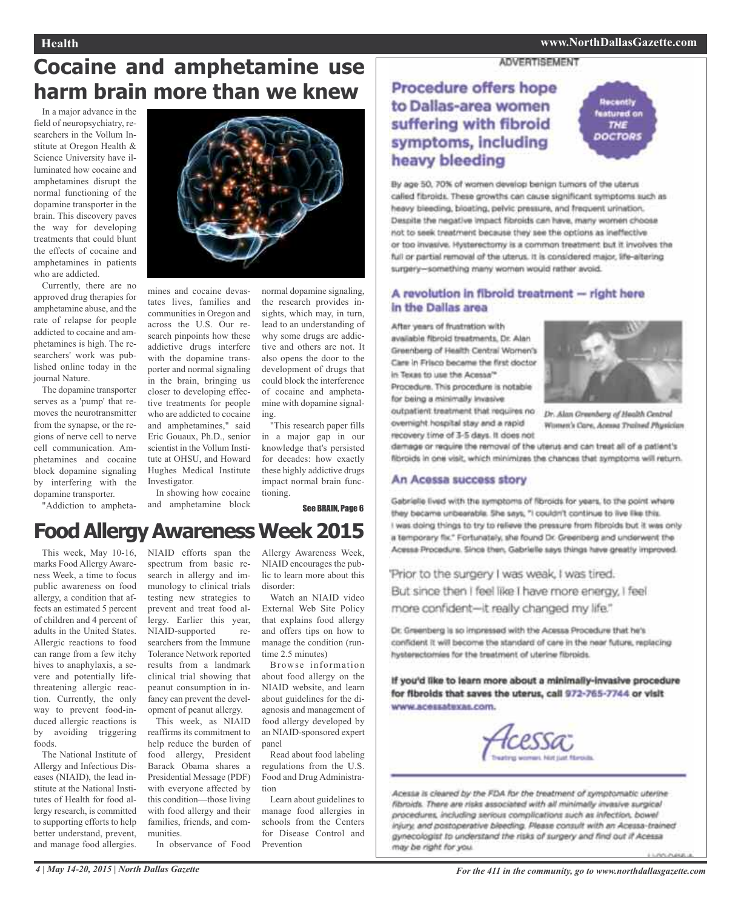# Cocaine and amphetamine use harm brain more than we knew

In a major advance in the field of neuropsychiatry, researchers in the Vollum Institute at Oregon Health & Science University have illuminated how cocaine and amphetamines disrupt the normal functioning of the dopamine transporter in the brain. This discovery paves the way for developing treatments that could blunt the effects of cocaine and amphetamines in patients who are addicted.

Currently, there are no approved drug therapies for amphetamine abuse, and the rate of relapse for people addicted to cocaine and amphetamines is high. The researchers' work was published online today in the journal Nature.

The dopamine transporter serves as a 'pump' that removes the neurotransmitter from the synapse, or the regions of nerve cell to nerve cell communication. Amphetamines and cocaine block dopamine signaling by interfering with the dopamine transporter.

"Addiction to amphetamines and cocaine devastates lives, families and communities in Oregon and across the U.S. Our research pinpoints how these addictive drugs interfere with the dopamine transporter and normal signaling in the brain, bringing us closer to developing effective treatments for people who are addicted to cocaine and amphetamines," said Eric Gouaux, Ph.D., senior scientist in the Vollum Institute at OHSU, and Howard Hughes Medical Institute Investigator.

In showing how cocaine and amphetamine block normal dopamine signaling, the research provides insights, which may, in turn, lead to an understanding of why some drugs are addictive and others are not. It also opens the door to the development of drugs that could block the interference of cocaine and amphetamine with dopamine signaling.

"This research paper fills in a major gap in our knowledge that's persisted for decades: how exactly these highly addictive drugs impact normal brain functioning.

See BRAIN, Page 6

# Food Allergy Awareness Week 2015

This week, May 10-16, marks Food Allergy Awareness Week, a time to focus public awareness on food allergy, a condition that affects an estimated 5 percent of children and 4 percent of adults in the United States. Allergic reactions to food can range from a few itchy hives to anaphylaxis, a severe and potentially life-threatening allergic reaction. Currently, the only way to prevent food-induced allergic reactions is by avoiding triggering foods.

The National Institute of Allergy and Infectious Diseases (NIAID), the lead institute at the National Institutes of Health for food allergy research, is committed to supporting efforts to help better understand, prevent, and manage food allergies. NIAID efforts span the spectrum from basic research in allergy and immunology to clinical trials testing new strategies to prevent and treat food allergy. Earlier this year, NIAID-supported researchers from the Immune Tolerance Network reported results from a landmark clinical trial showing that peanut consumption in infancy can prevent the development of peanut allergy.

This week, as NIAID reaffirms its commitment to help reduce the burden of food allergy, President Barack Obama shares a Presidential Message (PDF) with everyone affected by this condition—those living with food allergy and their families, friends, and communities.

In observance of Food Allergy Awareness Week, NIAID encourages the public to learn more about this disorder:

Watch an NIAID video External Web Site Policy that explains food allergy and offers tips on how to manage the condition (runtime 2.5 minutes)

Browse information about food allergy on the NIAID website, and learn about guidelines for the diagnosis and management of food allergy developed by an NIAID-sponsored expert panel

Read about food labeling regulations from the U.S. Food and Drug Administration

Learn about guidelines to manage food allergies in schools from the Centers for Disease Control and Prevention

ADVERTISEMENT

## Procedure offers hope to Dallas-area women suffering with fibroid symptoms, including heavy bleeding

Recently featured on THE DOCTORS

By age 50, 70% of women develop benign tumors of the uterus called fibroids. These growths can cause significant symptoms such as heavy bleeding, bloating, pelvic pressure, and frequent urination. Despite the negative impact fibroids can have, many women choose not to seek treatment because they see the options as ineffective or too invasive. Hysterectomy is a common treatment but it involves the full or partial removal of the uterus. It is considered major, life-altering surgery—something many women would rather avoid.

### A revolution in fibroid treatment — right here in the Dallas area

After years of frustration with available fibroid treatments, Dr. Alan Greenberg of Health Central Women's Care in Frisco became the first doctor in Texas to use the Acessa™ Procedure. This procedure is notable for being a minimally invasive outpatient treatment that requires no overnight hospital stay and a rapid recovery time of 3-5 days. It does not damage or require the removal of the uterus and can treat all of a patient's fibroids in one visit, which minimizes the chances that symptoms will return.

*Dr. Alan Greenberg of Health Central Women's Care, Acessa Trained Physician*

### An Acessa success story

Gabrielle lived with the symptoms of fibroids for years, to the point where they became unbearable. She says, "I couldn't continue to live like this. I was doing things to try to relieve the pressure from fibroids but it was only a temporary fix." Fortunately, she found Dr. Greenberg and underwent the Acessa Procedure. Since then, Gabrielle says things have greatly improved.

"Prior to the surgery I was weak, I was tired. But since then I feel like I have more energy, I feel more confident—it really changed my life."

Dr. Greenberg is so impressed with the Acessa Procedure that he's confident it will become the standard of care in the near future, replacing hysterectomies for the treatment of uterine fibroids.

**If you'd like to learn more about a minimally-invasive procedure for fibroids that saves the uterus, call 972-765-7744 or visit www.acessatexas.com.**

Acessa — Treating women. Not just fibroids.

*Acessa is cleared by the FDA for the treatment of symptomatic uterine fibroids. There are risks associated with all minimally invasive surgical procedures, including serious complications such as infection, bowel injury, and postoperative bleeding. Please consult with an Acessa-trained gynecologist to understand the risks of surgery and find out if Acessa may be right for you.*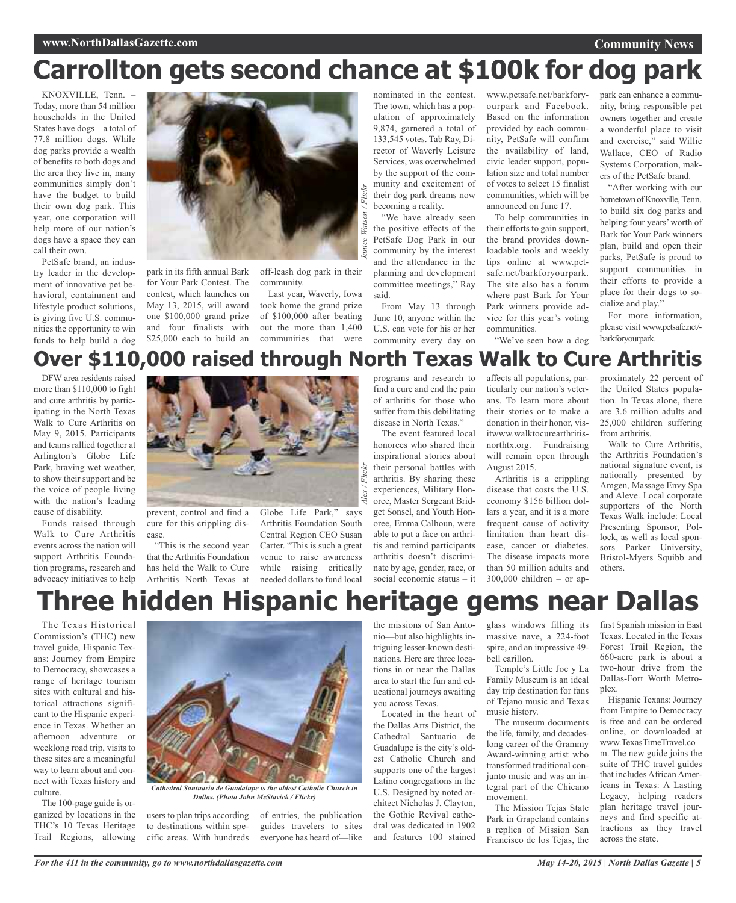# Carrollton gets second chance at $100k for dog park

KNOXVILLE, Tenn. – Today, more than 54 million households in the United States have dogs – a total of 77.8 million dogs. While dog parks provide a wealth of benefits to both dogs and the area they live in, many communities simply don't have the budget to build their own dog park. This year, one corporation will help more of our nation's dogs have a space they can call their own.

PetSafe brand, an industry leader in the development of innovative pet behavioral, containment and lifestyle product solutions, is giving five U.S. communities the opportunity to win funds to help build a dog park in its fifth annual Bark for Your Park Contest. The contest, which launches on May 13, 2015, will award one $100,000 grand prize and four finalists with $25,000 each to build an off-leash dog park in their community.

Last year, Waverly, Iowa took home the grand prize of $100,000 after beating out the more than 1,400 communities that were nominated in the contest. The town, which has a population of approximately 9,874, garnered a total of 133,545 votes. Tab Ray, Director of Waverly Leisure Services, was overwhelmed by the support of the community and excitement of their dog park dreams now becoming a reality.

"We have already seen the positive effects of the PetSafe Dog Park in our community by the interest and the attendance in the planning and development committee meetings," Ray said.

From May 13 through June 10, anyone within the U.S. can vote for his or her community every day on www.petsafe.net/barkforyourpark and Facebook. Based on the information provided by each community, PetSafe will confirm the availability of land, civic leader support, population size and total number of votes to select 15 finalist communities, which will be announced on June 17.

To help communities in their efforts to gain support, the brand provides downloadable tools and weekly tips online at www.petsafe.net/barkforyourpark. The site also has a forum where past Bark for Your Park winners provide advice for this year's voting communities.

"We've seen how a dog park can enhance a community, bring responsible pet owners together and create a wonderful place to visit and exercise," said Willie Wallace, CEO of Radio Systems Corporation, makers of the PetSafe brand.

"After working with our hometown of Knoxville, Tenn. to build six dog parks and helping four years' worth of Bark for Your Park winners plan, build and open their parks, PetSafe is proud to support communities in their efforts to provide a place for their dogs to socialize and play."

For more information, please visit www.petsafe.net/barkforyourpark.

# Over $110,000 raised through North Texas Walk to Cure Arthritis

DFW area residents raised more than $110,000 to fight and cure arthritis by participating in the North Texas Walk to Cure Arthritis on May 9, 2015. Participants and teams rallied together at Arlington's Globe Life Park, braving wet weather, to show their support and be the voice of people living with the nation's leading cause of disability.

Funds raised through Walk to Cure Arthritis events across the nation will support Arthritis Foundation programs, research and advocacy initiatives to help prevent, control and find a cure for this crippling disease.

"This is the second year that the Arthritis Foundation has held the Walk to Cure Arthritis North Texas at Globe Life Park," says Arthritis Foundation South Central Region CEO Susan Carter. "This is such a great venue to raise awareness while raising critically needed dollars to fund local programs and research to find a cure and end the pain of arthritis for those who suffer from this debilitating disease in North Texas."

The event featured local honorees who shared their inspirational stories about their personal battles with arthritis. By sharing these experiences, Military Honoree, Master Sergeant Bridget Sonsel, and Youth Honoree, Emma Calhoun, were able to put a face on arthritis and remind participants arthritis doesn't discriminate by age, gender, race, or social economic status – it affects all populations, particularly our nation's veterans. To learn more about their stories or to make a donation in their honor, visitwww.walktocurearthritisnorthtx.org. Fundraising will remain open through August 2015.

Arthritis is a crippling disease that costs the U.S. economy $156 billion dollars a year, and it is a more frequent cause of activity limitation than heart disease, cancer or diabetes. The disease impacts more than 50 million adults and 300,000 children – or approximately 22 percent of the United States population. In Texas alone, there are 3.6 million adults and 25,000 children suffering from arthritis.

Walk to Cure Arthritis, the Arthritis Foundation's national signature event, is nationally presented by Amgen, Massage Envy Spa and Aleve. Local corporate supporters of the North Texas Walk include: Local Presenting Sponsor, Pollock, as well as local sponsors Parker University, Bristol-Myers Squibb and others.

# Three hidden Hispanic heritage gems near Dallas

The Texas Historical Commission's (THC) new travel guide, Hispanic Texans: Journey from Empire to Democracy, showcases a range of heritage tourism sites with cultural and historical attractions significant to the Hispanic experience in Texas. Whether an afternoon adventure or weeklong road trip, visits to these sites are a meaningful way to learn about and connect with Texas history and culture.

The 100-page guide is organized by locations in the THC's 10 Texas Heritage Trail Regions, allowing users to plan trips according to destinations within specific areas. With hundreds of entries, the publication guides travelers to sites everyone has heard of—like the missions of San Antonio—but also highlights intriguing lesser-known destinations. Here are three locations in or near the Dallas area to start the fun and educational journeys awaiting you across Texas.

*Cathedral Santuario de Guadalupe is the oldest Catholic Church in Dallas. (Photo John McStavick / Flickr)*

Located in the heart of the Dallas Arts District, the Cathedral Santuario de Guadalupe is the city's oldest Catholic Church and supports one of the largest Latino congregations in the U.S. Designed by noted architect Nicholas J. Clayton, the Gothic Revival cathedral was dedicated in 1902 and features 100 stained glass windows filling its massive nave, a 224-foot spire, and an impressive 49-bell carillon.

Temple's Little Joe y La Family Museum is an ideal day trip destination for fans of Tejano music and Texas music history.

The museum documents the life, family, and decades-long career of the Grammy Award-winning artist who transformed traditional conjunto music and was an integral part of the Chicano movement.

The Mission Tejas State Park in Grapeland contains a replica of Mission San Francisco de los Tejas, the first Spanish mission in East Texas. Located in the Texas Forest Trail Region, the 660-acre park is about a two-hour drive from the Dallas-Fort Worth Metroplex.

Hispanic Texans: Journey from Empire to Democracy is free and can be ordered online, or downloaded at www.TexasTimeTravel.com. The new guide joins the suite of THC travel guides that includes African Americans in Texas: A Lasting Legacy, helping readers plan heritage travel journeys and find specific attractions as they travel across the state.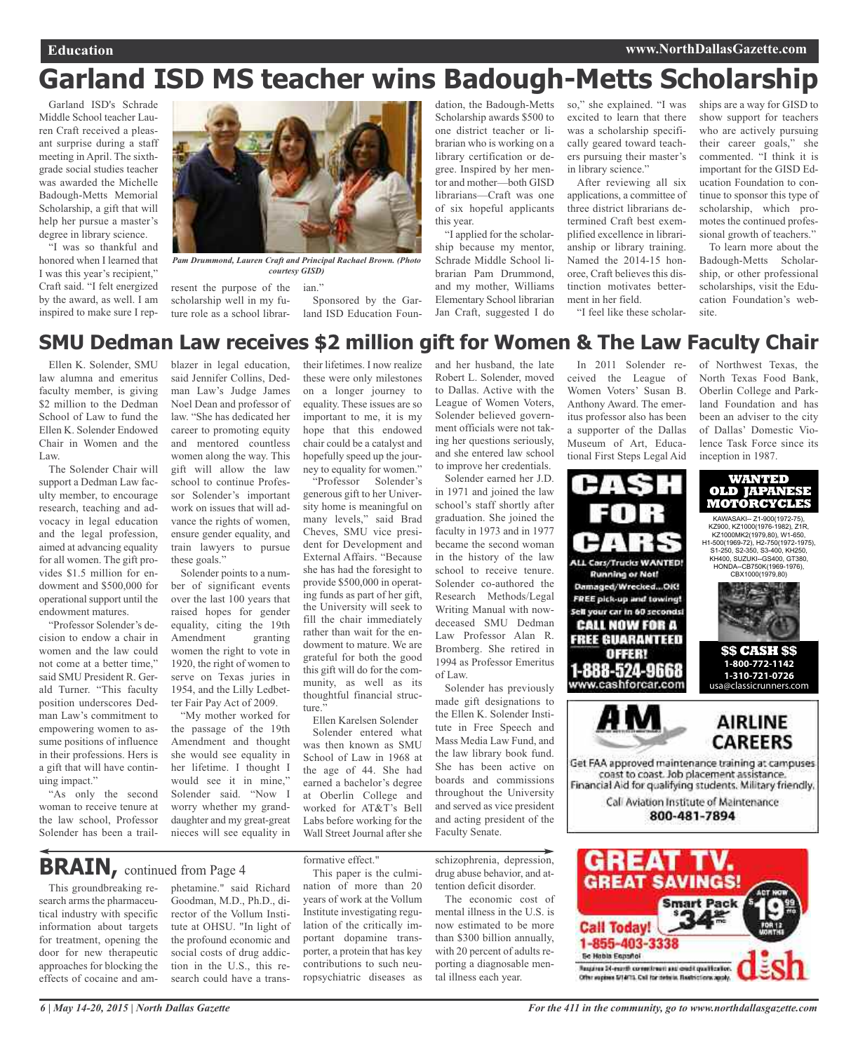# Garland ISD MS teacher wins Badough-Metts Scholarship

Garland ISD's Schrade Middle School teacher Lauren Craft received a pleasant surprise during a staff meeting in April. The sixth-grade social studies teacher was awarded the Michelle Badough-Metts Memorial Scholarship, a gift that will help her pursue a master's degree in library science.

"I was so thankful and honored when I learned that I was this year's recipient," Craft said. "I felt energized by the award, as well. I am inspired to make sure I represent the purpose of the scholarship well in my future role as a school librarian."

*Pam Drummond, Lauren Craft and Principal Rachael Brown. (Photo courtesy GISD)*

Sponsored by the Garland ISD Education Foundation, the Badough-Metts Scholarship awards $500 to one district teacher or librarian who is working on a library certification or degree. Inspired by her mentor and mother—both GISD librarians—Craft was one of six hopeful applicants this year.

"I applied for the scholarship because my mentor, Schrade Middle School librarian Pam Drummond, and my mother, Williams Elementary School librarian Jan Craft, suggested I do so," she explained. "I was excited to learn that there was a scholarship specifically geared toward teachers pursuing their master's in library science."

After reviewing all six applications, a committee of three district librarians determined Craft best exemplified excellence in librarianship or library training. Named the 2014-15 honoree, Craft believes this distinction motivates betterment in her field.

"I feel like these scholarships are a way for GISD to show support for teachers who are actively pursuing their career goals," she commented. "I think it is important for the GISD Education Foundation to continue to sponsor this type of scholarship, which promotes the continued professional growth of teachers."

To learn more about the Badough-Metts Scholarship, or other professional scholarships, visit the Education Foundation's website.

# SMU Dedman Law receives $2 million gift for Women & The Law Faculty Chair

Ellen K. Solender, SMU law alumna and emeritus faculty member, is giving $2 million to the Dedman School of Law to fund the Ellen K. Solender Endowed Chair in Women and the Law.

The Solender Chair will support a Dedman Law faculty member, to encourage research, teaching and advocacy in legal education and the legal profession, aimed at advancing equality for all women. The gift provides $1.5 million for endowment and $500,000 for operational support until the endowment matures.

"Professor Solender's decision to endow a chair in women and the law could not come at a better time," said SMU President R. Gerald Turner. "This faculty position underscores Dedman Law's commitment to empowering women to assume positions of influence in their professions. Hers is a gift that will have continuing impact."

"As only the second woman to receive tenure at the law school, Professor Solender has been a trailblazer in legal education," said Jennifer Collins, Dedman Law's Judge James Noel Dean and professor of law. "She has dedicated her career to promoting equity and mentored countless women along the way. This gift will allow the law school to continue Professor Solender's important work on issues that will advance the rights of women, ensure gender equality, and train lawyers to pursue these goals."

Solender points to a number of significant events over the last 100 years that raised hopes for gender equality, citing the 19th Amendment granting women the right to vote in 1920, the right of women to serve on Texas juries in 1954, and the Lilly Ledbetter Fair Pay Act of 2009.

"My mother worked for the passage of the 19th Amendment and thought she would see equality in her lifetime. I thought I would see it in mine," Solender said. "Now I worry whether my granddaughter and my great-great nieces will see equality in their lifetimes. I now realize these were only milestones on a longer journey to equality. These issues are so important to me, it is my hope that this endowed chair could be a catalyst and hopefully speed up the journey to equality for women."

"Professor Solender's generous gift to her University home is meaningful on many levels," said Brad Cheves, SMU vice president for Development and External Affairs. "Because she has had the foresight to provide $500,000 in operating funds as part of her gift, the University will seek to fill the chair immediately rather than wait for the endowment to mature. We are grateful for both the good this gift will do for the community, as well as its thoughtful financial structure."

Ellen Karelsen Solender

Solender entered what was then known as SMU School of Law in 1968 at the age of 44. She had earned a bachelor's degree at Oberlin College and worked for AT&T's Bell Labs before working for the Wall Street Journal after she and her husband, the late Robert L. Solender, moved to Dallas. Active with the League of Women Voters, Solender believed government officials were not taking her questions seriously, and she entered law school to improve her credentials.

Solender earned her J.D. in 1971 and joined the law school's staff shortly after graduation. She joined the faculty in 1973 and in 1977 became the second woman in the history of the law school to receive tenure. Solender co-authored the Research Methods/Legal Writing Manual with now-deceased SMU Dedman Law Professor Alan R. Bromberg. She retired in 1994 as Professor Emeritus of Law.

Solender has previously made gift designations to the Ellen K. Solender Institute in Free Speech and Mass Media Law Fund, and the law library book fund. She has been active on boards and commissions throughout the University and served as vice president and acting president of the Faculty Senate.

In 2011 Solender received the League of Women Voters' Susan B. Anthony Award. The emeritus professor also has been a supporter of the Dallas Museum of Art, Educational First Steps Legal Aid of Northwest Texas, the North Texas Food Bank, Oberlin College and Parkland Foundation and has been an adviser to the city of Dallas' Domestic Violence Task Force since its inception in 1987.

# BRAIN, continued from Page 4

This groundbreaking research arms the pharmaceutical industry with specific information about targets for treatment, opening the door for new therapeutic approaches for blocking the effects of cocaine and amphetamine." said Richard Goodman, M.D., Ph.D., director of the Vollum Institute at OHSU. "In light of the profound economic and social costs of drug addiction in the U.S., this research could have a transformative effect."

This paper is the culmination of more than 20 years of work at the Vollum Institute investigating regulation of the critically important dopamine transporter, a protein that has key contributions to such neuropsychiatric diseases as schizophrenia, depression, drug abuse behavior, and attention deficit disorder.

The economic cost of mental illness in the U.S. is now estimated to be more than $300 billion annually, with 20 percent of adults reporting a diagnosable mental illness each year.

---

**CASH FOR CARS**

ALL Cars/Trucks WANTED! Running or Not! Damaged/Wrecked...OK! FREE pick-up and towing! Sell your car in 60 seconds! CALL NOW FOR A FREE GUARANTEED OFFER! 1-888-524-9668 www.cashforcar.com

**WANTED OLD JAPANESE MOTORCYCLES**

KAWASAKI-- Z1-900(1972-75), KZ900, KZ1000(1976-1982), Z1R, KZ1000MK2(1979,80), W1-650, H1-500(1969-72), H2-750(1972-1975), S1-250, S2-350, S3-400, KH250, KH400, SUZUKI--GS400, GT380, HONDA--CB750K(1969-1976), CBX1000(1979,80)

$$ CASH $$ 1-800-772-1142 1-310-721-0726 usa@classicrunners.com

**AIRLINE CAREERS**

Get FAA approved maintenance training at campuses coast to coast. Job placement assistance. Financial Aid for qualifying students. Military friendly. Call Aviation Institute of Maintenance 800-481-7894

**GREAT TV. GREAT SAVINGS!**

Smart Pack $34.99/mo. ACT NOW $19.99/mo. FOR 12 MONTHS. Call Today! 1-855-403-3338. Se Habla Español. Requires 24-month commitment and credit qualification. Offer expires 5/14/15. Call for details. Restrictions apply. dish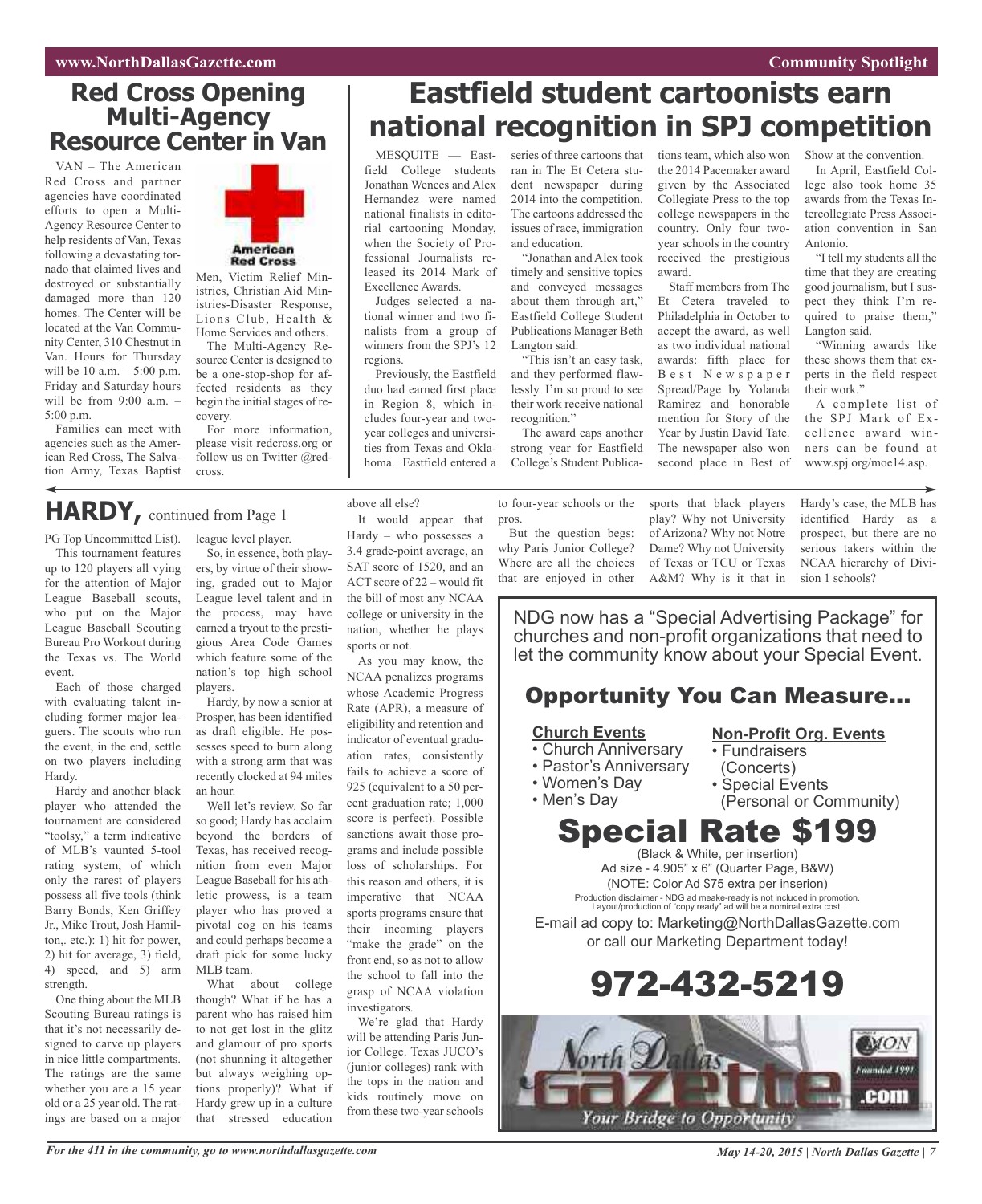## Red Cross Opening Multi-Agency Resource Center in Van

VAN – The American Red Cross and partner agencies have coordinated efforts to open a Multi-Agency Resource Center to help residents of Van, Texas following a devastating tornado that claimed lives and destroyed or substantially damaged more than 120 homes. The Center will be located at the Van Community Center, 310 Chestnut in Van. Hours for Thursday will be 10 a.m. – 5:00 p.m. Friday and Saturday hours will be from 9:00 a.m. – 5:00 p.m.

Families can meet with agencies such as the American Red Cross, The Salvation Army, Texas Baptist Men, Victim Relief Ministries, Christian Aid Ministries-Disaster Response, Lions Club, Health & Home Services and others.

The Multi-Agency Resource Center is designed to be a one-stop-shop for affected residents as they begin the initial stages of recovery.

For more information, please visit redcross.org or follow us on Twitter @redcross.

## Eastfield student cartoonists earn national recognition in SPJ competition

MESQUITE — Eastfield College students Jonathan Wences and Alex Hernandez were named national finalists in editorial cartooning Monday, when the Society of Professional Journalists released its 2014 Mark of Excellence Awards.

Judges selected a national winner and two finalists from a group of winners from the SPJ's 12 regions.

Previously, the Eastfield duo had earned first place in Region 8, which includes four-year and two-year colleges and universities from Texas and Oklahoma. Eastfield entered a series of three cartoons that ran in The Et Cetera student newspaper during 2014 into the competition. The cartoons addressed the issues of race, immigration and education.

"Jonathan and Alex took timely and sensitive topics and conveyed messages about them through art," Eastfield College Student Publications Manager Beth Langton said.

"This isn't an easy task, and they performed flawlessly. I'm so proud to see their work receive national recognition."

The award caps another strong year for Eastfield College's Student Publications team, which also won the 2014 Pacemaker award given by the Associated Collegiate Press to the top college newspapers in the country. Only four two-year schools in the country received the prestigious award.

Staff members from The Et Cetera traveled to Philadelphia in October to accept the award, as well as two individual national awards: fifth place for Best Newspaper Spread/Page by Yolanda Ramirez and honorable mention for Story of the Year by Justin David Tate. The newspaper also won second place in Best of Show at the convention.

In April, Eastfield College also took home 35 awards from the Texas Intercollegiate Press Association convention in San Antonio.

"I tell my students all the time that they are creating good journalism, but I suspect they think I'm required to praise them," Langton said.

"Winning awards like these shows them that experts in the field respect their work."

A complete list of the SPJ Mark of Excellence award winners can be found at www.spj.org/moe14.asp.

## HARDY, continued from Page 1

PG Top Uncommitted List). This tournament features up to 120 players all vying for the attention of Major League Baseball scouts, who put on the Major League Baseball Scouting Bureau Pro Workout during the Texas vs. The World event.

Each of those charged with evaluating talent including former major leaguers. The scouts who run the event, in the end, settle on two players including Hardy.

Hardy and another black player who attended the tournament are considered "toolsy," a term indicative of MLB's vaunted 5-tool rating system, of which only the rarest of players possess all five tools (think Barry Bonds, Ken Griffey Jr., Mike Trout, Josh Hamilton,. etc.): 1) hit for power, 2) hit for average, 3) field, 4) speed, and 5) arm strength.

One thing about the MLB Scouting Bureau ratings is that it's not necessarily designed to carve up players in nice little compartments. The ratings are the same whether you are a 15 year old or a 25 year old. The ratings are based on a major league level player.

So, in essence, both players, by virtue of their showing, graded out to Major League level talent and in the process, may have earned a tryout to the prestigious Area Code Games which feature some of the nation's top high school players.

Hardy, by now a senior at Prosper, has been identified as draft eligible. He possesses speed to burn along with a strong arm that was recently clocked at 94 miles an hour.

Well let's review. So far so good; Hardy has acclaim beyond the borders of Texas, has received recognition from even Major League Baseball for his athletic prowess, is a team player who has proved a pivotal cog on his teams and could perhaps become a draft pick for some lucky MLB team.

What about college though? What if he has a parent who has raised him to not get lost in the glitz and glamour of pro sports (not shunning it altogether but always weighing options properly)? What if Hardy grew up in a culture that stressed education above all else?

It would appear that Hardy – who possesses a 3.4 grade-point average, an SAT score of 1520, and an ACT score of 22 – would fit the bill of most any NCAA college or university in the nation, whether he plays sports or not.

As you may know, the NCAA penalizes programs whose Academic Progress Rate (APR), a measure of eligibility and retention and indicator of eventual graduation rates, consistently fails to achieve a score of 925 (equivalent to a 50 percent graduation rate; 1,000 score is perfect). Possible sanctions await those programs and include possible loss of scholarships. For this reason and others, it is imperative that NCAA sports programs ensure that their incoming players "make the grade" on the front end, so as not to allow the school to fall into the grasp of NCAA violation investigators.

We're glad that Hardy will be attending Paris Junior College. Texas JUCO's (junior colleges) rank with the tops in the nation and kids routinely move on from these two-year schools to four-year schools or the pros.

But the question begs: why Paris Junior College? Where are all the choices that are enjoyed in other sports that black players play? Why not University of Arizona? Why not Notre Dame? Why not University of Texas or TCU or Texas A&M? Why is it that in Hardy's case, the MLB has identified Hardy as a prospect, but there are no serious takers within the NCAA hierarchy of Division 1 schools?

NDG now has a "Special Advertising Package" for churches and non-profit organizations that need to let the community know about your Special Event.

### Opportunity You Can Measure...

**Church Events**
- Church Anniversary
- Pastor's Anniversary
- Women's Day
- Men's Day

**Non-Profit Org. Events**
- Fundraisers (Concerts)
- Special Events (Personal or Community)

### Special Rate $199

(Black & White, per insertion)
Ad size - 4.905" x 6" (Quarter Page, B&W)
(NOTE: Color Ad $75 extra per inserion)
Production disclaimer - NDG ad meake-ready is not included in promotion. Layout/production of "copy ready" ad will be a nominal extra cost.

E-mail ad copy to: Marketing@NorthDallasGazette.com or call our Marketing Department today!

### 972-432-5219

North Dallas Gazette .com — Your Bridge to Opportunity — MON — Founded 1991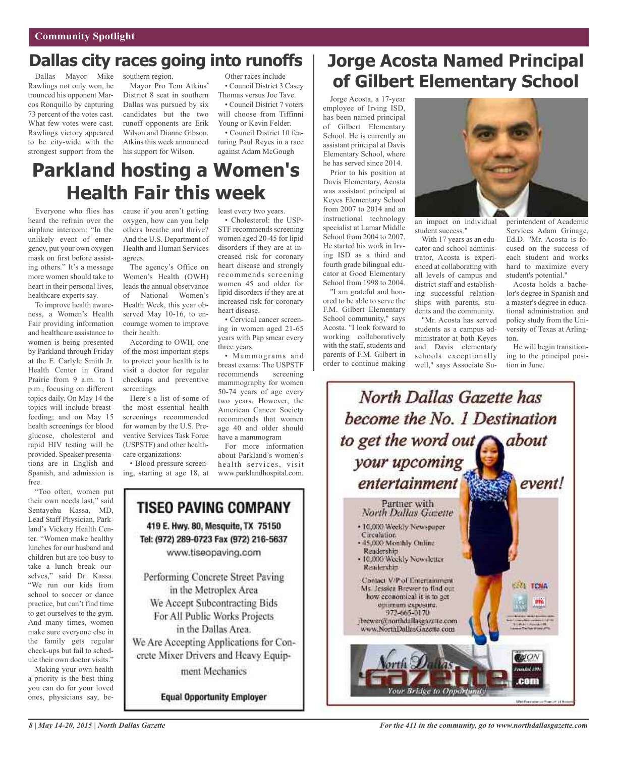Community Spotlight

## Dallas city races going into runoffs

Dallas Mayor Mike Rawlings not only won, he trounced his opponent Marcos Ronquillo by capturing 73 percent of the votes cast. What few votes were cast. Rawlings victory appeared to be city-wide with the strongest support from the southern region.

Mayor Pro Tem Atkins' District 8 seat in southern Dallas was pursued by six candidates but the two runoff opponents are Erik Wilson and Dianne Gibson. Atkins this week announced his support for Wilson.

Other races include

- Council District 3 Casey Thomas versus Joe Tave.
- Council District 7 voters will choose from Tiffinni Young or Kevin Felder.
- Council District 10 featuring Paul Reyes in a race against Adam McGough

## Parkland hosting a Women's Health Fair this week

Everyone who flies has heard the refrain over the airplane intercom: "In the unlikely event of emergency, put your own oxygen mask on first before assisting others." It's a message more women should take to heart in their personal lives, healthcare experts say.

To improve health awareness, a Women's Health Fair providing information and healthcare assistance to women is being presented by Parkland through Friday at the E. Carlyle Smith Jr. Health Center in Grand Prairie from 9 a.m. to 1 p.m., focusing on different topics daily. On May 14 the topics will include breastfeeding; and on May 15 health screenings for blood glucose, cholesterol and rapid HIV testing will be provided. Speaker presentations are in English and Spanish, and admission is free.

"Too often, women put their own needs last," said Sentayehu Kassa, MD, Lead Staff Physician, Parkland's Vickery Health Center. "Women make healthy lunches for our husband and children but are too busy to take a lunch break ourselves," said Dr. Kassa. "We run our kids from school to soccer or dance practice, but can't find time to get ourselves to the gym. And many times, women make sure everyone else in the family gets regular check-ups but fail to schedule their own doctor visits."

Making your own health a priority is the best thing you can do for your loved ones, physicians say, because if you aren't getting oxygen, how can you help others breathe and thrive? And the U.S. Department of Health and Human Services agrees.

The agency's Office on Women's Health (OWH) leads the annual observance of National Women's Health Week, this year observed May 10-16, to encourage women to improve their health.

According to OWH, one of the most important steps to protect your health is to visit a doctor for regular checkups and preventive screenings

Here's a list of some of the most essential health screenings recommended for women by the U.S. Preventive Services Task Force (USPSTF) and other healthcare organizations:

- Blood pressure screening, starting at age 18, at least every two years.
- Cholesterol: the USPSTF recommends screening women aged 20-45 for lipid disorders if they are at increased risk for coronary heart disease and strongly recommends screening women 45 and older for lipid disorders if they are at increased risk for coronary heart disease.
- Cervical cancer screening in women aged 21-65 years with Pap smear every three years.
- Mammograms and breast exams: The USPSTF recommends screening mammography for women 50-74 years of age every two years. However, the American Cancer Society recommends that women age 40 and older should have a mammogram

For more information about Parkland's women's health services, visit www.parklandhospital.com.

**TISEO PAVING COMPANY**

419 E. Hwy. 80, Mesquite, TX 75150
Tel: (972) 289-0723 Fax (972) 216-5637
www.tiseopaving.com

Performing Concrete Street Paving in the Metroplex Area
We Accept Subcontracting Bids For All Public Works Projects in the Dallas Area.
We Are Accepting Applications for Concrete Mixer Drivers and Heavy Equipment Mechanics

**Equal Opportunity Employer**

## Jorge Acosta Named Principal of Gilbert Elementary School

Jorge Acosta, a 17-year employee of Irving ISD, has been named principal of Gilbert Elementary School. He is currently an assistant principal at Davis Elementary School, where he has served since 2014.

Prior to his position at Davis Elementary, Acosta was assistant principal at Keyes Elementary School from 2007 to 2014 and an instructional technology specialist at Lamar Middle School from 2004 to 2007. He started his work in Irving ISD as a third and fourth grade bilingual educator at Good Elementary School from 1998 to 2004.

"I am grateful and honored to be able to serve the F.M. Gilbert Elementary School community," says Acosta. "I look forward to working collaboratively with the staff, students and parents of F.M. Gilbert in order to continue making an impact on individual student success."

With 17 years as an educator and school administrator, Acosta is experienced at collaborating with all levels of campus and district staff and establishing successful relationships with parents, students and the community.

"Mr. Acosta has served students as a campus administrator at both Keyes and Davis elementary schools exceptionally well," says Associate Superintendent of Academic Services Adam Grinage, Ed.D. "Mr. Acosta is focused on the success of each student and works hard to maximize every student's potential."

Acosta holds a bachelor's degree in Spanish and a master's degree in educational administration and policy study from the University of Texas at Arlington.

He will begin transitioning to the principal position in June.

*North Dallas Gazette has become the No. 1 Destination to get the word out about your upcoming entertainment event!*

Partner with North Dallas Gazette

- 10,000 Weekly Newspaper Circulation
- 45,000 Monthly Online Readership
- 10,000 Weekly Newsletter Readership

Contact VP of Entertainment Ms. Jessica Brewer to find out how economical it is to get optimum exposure.
972-665-0170
jbrewer@northdallasgazette.com
www.NorthDallasGazette.com

North Dallas Gazette .com — Your Bridge to Opportunity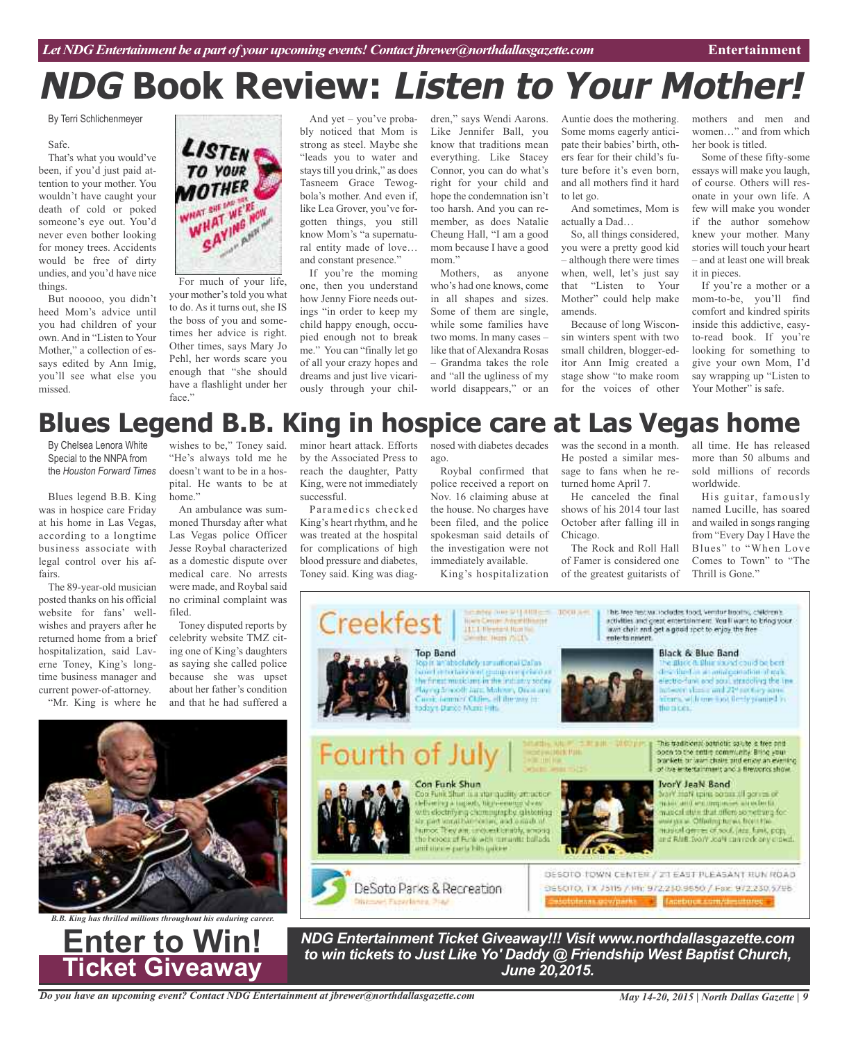# NDG Book Review: *Listen to Your Mother!*

By Terri Schlichenmeyer

Safe.

That's what you would've been, if you'd just paid attention to your mother. You wouldn't have caught your death of cold or poked someone's eye out. You'd never even bother looking for money trees. Accidents would be free of dirty undies, and you'd have nice things.

But nooooo, you didn't heed Mom's advice until you had children of your own. And in "Listen to Your Mother," a collection of essays edited by Ann Imig, you'll see what else you missed.

For much of your life, your mother's told you what to do. As it turns out, she IS the boss of you and sometimes her advice is right. Other times, says Mary Jo Pehl, her words scare you enough that "she should have a flashlight under her face."

And yet – you've probably noticed that Mom is strong as steel. Maybe she "leads you to water and stays till you drink," as does Tasneem Grace Tewogbola's mother. And even if, like Lea Grover, you've forgotten things, you still know Mom's "a supernatural entity made of love… and constant presence."

If you're the moming one, then you understand how Jenny Fiore needs outings "in order to keep my child happy enough, occupied enough not to break me." You can "finally let go of all your crazy hopes and dreams and just live vicariously through your children," says Wendi Aarons. Like Jennifer Ball, you know that traditions mean everything. Like Stacey Connor, you can do what's right for your child and hope the condemnation isn't too harsh. And you can remember, as does Natalie Cheung Hall, "I am a good mom because I have a good mom."

Mothers, as anyone who's had one knows, come in all shapes and sizes. Some of them are single, while some families have two moms. In many cases – like that of Alexandra Rosas – Grandma takes the role and "all the ugliness of my world disappears," or an Auntie does the mothering. Some moms eagerly anticipate their babies' birth, others fear for their child's future before it's even born, and all mothers find it hard to let go.

And sometimes, Mom is actually a Dad…

So, all things considered, you were a pretty good kid – although there were times when, well, let's just say that "Listen to Your Mother" could help make amends.

Because of long Wisconsin winters spent with two small children, blogger-editor Ann Imig created a stage show "to make room for the voices of other mothers and men and women…" and from which her book is titled.

Some of these fifty-some essays will make you laugh, of course. Others will resonate in your own life. A few will make you wonder if the author somehow knew your mother. Many stories will touch your heart – and at least one will break it in pieces.

If you're a mother or a mom-to-be, you'll find comfort and kindred spirits inside this addictive, easy-to-read book. If you're looking for something to give your own Mom, I'd say wrapping up "Listen to Your Mother" is safe.

# Blues Legend B.B. King in hospice care at Las Vegas home

By Chelsea Lenora White
Special to the NNPA from the *Houston Forward Times*

Blues legend B.B. King was in hospice care Friday at his home in Las Vegas, according to a longtime business associate with legal control over his affairs.

The 89-year-old musician posted thanks on his official website for fans' well-wishes and prayers after he returned home from a brief hospitalization, said Laverne Toney, King's longtime business manager and current power-of-attorney.

"Mr. King is where he wishes to be," Toney said. "He's always told me he doesn't want to be in a hospital. He wants to be at home."

An ambulance was summoned Thursday after what Las Vegas police Officer Jesse Roybal characterized as a domestic dispute over medical care. No arrests were made, and Roybal said no criminal complaint was filed.

Toney disputed reports by celebrity website TMZ citing one of King's daughters as saying she called police because she was upset about her father's condition and that he had suffered a minor heart attack. Efforts by the Associated Press to reach the daughter, Patty King, were not immediately successful.

Paramedics checked King's heart rhythm, and he was treated at the hospital for complications of high blood pressure and diabetes, Toney said. King was diagnosed with diabetes decades ago.

Roybal confirmed that police received a report on Nov. 16 claiming abuse at the house. No charges have been filed, and the police spokesman said details of the investigation were not immediately available.

King's hospitalization was the second in a month. He posted a similar message to fans when he returned home April 7.

He canceled the final shows of his 2014 tour last October after falling ill in Chicago.

The Rock and Roll Hall of Famer is considered one of the greatest guitarists of all time. He has released more than 50 albums and sold millions of records worldwide.

His guitar, famously named Lucille, has soared and wailed in songs ranging from "Every Day I Have the Blues" to "When Love Comes to Town" to "The Thrill is Gone."

*B.B. King has thrilled millions throughout his enduring career.*

## Creekfest

This free festival includes food, vendor booths, children's activities and great entertainment. You'll want to bring your lawn chair and get a good spot to enjoy the free entertainment.

**Top Band**

**Black & Blue Band**

## Fourth of July

This traditional patriotic salute is free and open to the entire community. Bring your blankets or lawn chairs and enjoy an evening of live entertainment and a fireworks show.

**Con Funk Shun**

**IvorY JeaN Band**

DeSoto Parks & Recreation

DESOTO TOWN CENTER / 211 EAST PLEASANT RUN ROAD
DESOTO, TX 75115 / PH: 972.230.9650 / Fax: 972.230.5796

# Enter to Win!
## Ticket Giveaway

***NDG Entertainment Ticket Giveaway!!! Visit www.northdallasgazette.com to win tickets to Just Like Yo' Daddy @ Friendship West Baptist Church, June 20,2015.***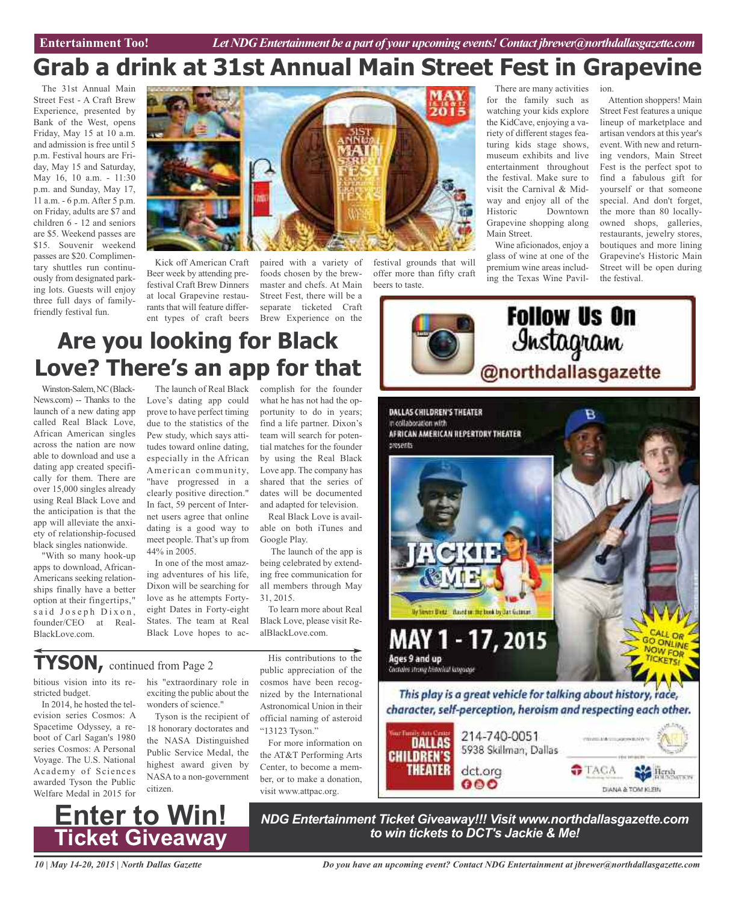# Grab a drink at 31st Annual Main Street Fest in Grapevine

The 31st Annual Main Street Fest - A Craft Brew Experience, presented by Bank of the West, opens Friday, May 15 at 10 a.m. and admission is free until 5 p.m. Festival hours are Friday, May 15 and Saturday, May 16, 10 a.m. - 11:30 p.m. and Sunday, May 17, 11 a.m. - 6 p.m. After 5 p.m. on Friday, adults are $7 and children 6 - 12 and seniors are $5. Weekend passes are $15. Souvenir weekend passes are $20. Complimentary shuttles run continuously from designated parking lots. Guests will enjoy three full days of family-friendly festival fun.

Kick off American Craft Beer week by attending pre-festival Craft Brew Dinners at local Grapevine restaurants that will feature different types of craft beers paired with a variety of foods chosen by the brewmaster and chefs. At Main Street Fest, there will be a separate ticketed Craft Brew Experience on the festival grounds that will offer more than fifty craft beers to taste.

There are many activities for the family such as watching your kids explore the KidCave, enjoying a variety of different stages featuring kids stage shows, museum exhibits and live entertainment throughout the festival. Make sure to visit the Carnival & Midway and enjoy all of the Historic Downtown Grapevine shopping along Main Street.

Wine aficionados, enjoy a glass of wine at one of the premium wine areas including the Texas Wine Pavilion.

Attention shoppers! Main Street Fest features a unique lineup of marketplace and artisan vendors at this year's event. With new and returning vendors, Main Street Fest is the perfect spot to find a fabulous gift for yourself or that someone special. And don't forget, the more than 80 locally-owned shops, galleries, restaurants, jewelry stores, boutiques and more lining Grapevine's Historic Main Street will be open during the festival.

# Are you looking for Black Love? There's an app for that

Winston-Salem, NC (BlackNews.com) -- Thanks to the launch of a new dating app called Real Black Love, African American singles across the nation are now able to download and use a dating app created specifically for them. There are over 15,000 singles already using Real Black Love and the anticipation is that the app will alleviate the anxiety of relationship-focused black singles nationwide.

"With so many hook-up apps to download, African-Americans seeking relationships finally have a better option at their fingertips," said Joseph Dixon, founder/CEO at RealBlackLove.com.

The launch of Real Black Love's dating app could prove to have perfect timing due to the statistics of the Pew study, which says attitudes toward online dating, especially in the African American community, "have progressed in a clearly positive direction." In fact, 59 percent of Internet users agree that online dating is a good way to meet people. That's up from 44% in 2005.

In one of the most amazing adventures of his life, Dixon will be searching for love as he attempts Forty-eight Dates in Forty-eight States. The team at Real Black Love hopes to accomplish for the founder what he has not had the opportunity to do in years; find a life partner. Dixon's team will search for potential matches for the founder by using the Real Black Love app. The company has shared that the series of dates will be documented and adapted for television.

Real Black Love is available on both iTunes and Google Play.

The launch of the app is being celebrated by extending free communication for all members through May 31, 2015.

To learn more about Real Black Love, please visit RealBlackLove.com.

## TYSON, continued from Page 2

bitious vision into its restricted budget.

In 2014, he hosted the television series Cosmos: A Spacetime Odyssey, a reboot of Carl Sagan's 1980 series Cosmos: A Personal Voyage. The U.S. National Academy of Sciences awarded Tyson the Public Welfare Medal in 2015 for his "extraordinary role in exciting the public about the wonders of science."

Tyson is the recipient of 18 honorary doctorates and the NASA Distinguished Public Service Medal, the highest award given by NASA to a non-government citizen.

His contributions to the public appreciation of the cosmos have been recognized by the International Astronomical Union in their official naming of asteroid "13123 Tyson."

For more information on the AT&T Performing Arts Center, to become a member, or to make a donation, visit www.attpac.org.

**Follow Us On Instagram @northdallasgazette**

DALLAS CHILDREN'S THEATER in collaboration with AFRICAN AMERICAN REPERTORY THEATER presents

**JACKIE & ME**

By Steven Dietz Based on the book by Dan Gutman

**MAY 1 - 17, 2015**

Ages 9 and up

Contains strong historical language

CALL OR GO ONLINE NOW FOR TICKETS!

*This play is a great vehicle for talking about history, race, character, self-perception, heroism and respecting each other.*

Your Family Arts Center DALLAS CHILDREN'S THEATER

214-740-0051
5938 Skillman, Dallas
dct.org

TACA · Hersh Foundation · DIANA & TOM KLEIN

# Enter to Win! Ticket Giveaway

***NDG Entertainment Ticket Giveaway!!! Visit www.northdallasgazette.com to win tickets to DCT's Jackie & Me!***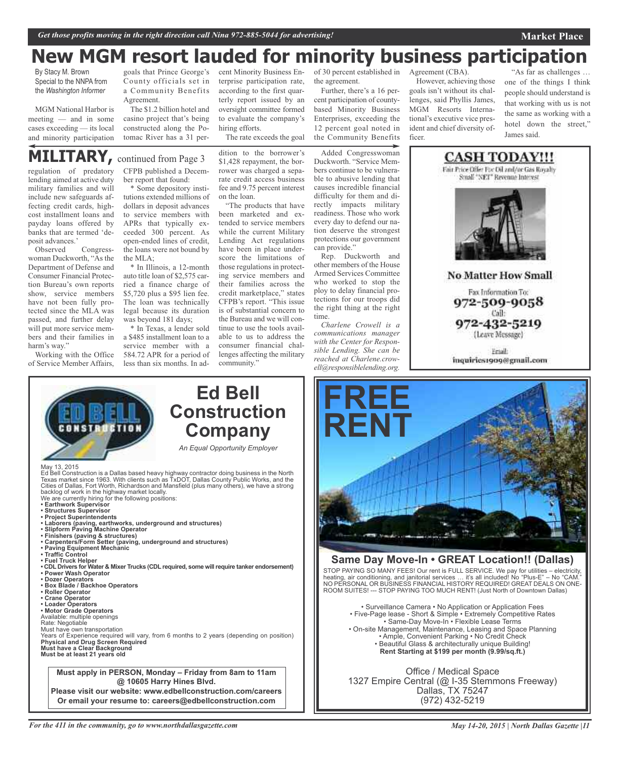# New MGM resort lauded for minority business participation

By Stacy M. Brown
Special to the NNPA from the *Washington Informer*

MGM National Harbor is meeting — and in some cases exceeding — its local and minority participation goals that Prince George's County officials set in a Community Benefits Agreement.

The $1.2 billion hotel and casino project that's being constructed along the Potomac River has a 31 percent Minority Business Enterprise participation rate, according to the first quarterly report issued by an oversight committee formed to evaluate the company's hiring efforts.

The rate exceeds the goal of 30 percent established in the agreement.

Further, there's a 16 percent participation of county-based Minority Business Enterprises, exceeding the 12 percent goal noted in the Community Benefits Agreement (CBA).

However, achieving those goals isn't without its challenges, said Phyllis James, MGM Resorts International's executive vice president and chief diversity officer.

"As far as challenges … one of the things I think people should understand is that working with us is not the same as working with a hotel down the street," James said.

## MILITARY, continued from Page 3

regulation of predatory lending aimed at active duty military families and will include new safeguards affecting credit cards, high-cost installment loans and payday loans offered by banks that are termed 'deposit advances.'

Observed Congresswoman Duckworth, "As the Department of Defense and Consumer Financial Protection Bureau's own reports show, service members have not been fully protected since the MLA was passed, and further delay will put more service members and their families in harm's way."

Working with the Office of Service Member Affairs, CFPB published a December report that found:

* Some depository institutions extended millions of dollars in deposit advances to service members with APRs that typically exceeded 300 percent. As open-ended lines of credit, the loans were not bound by the MLA;

* In Illinois, a 12-month auto title loan of $2,575 carried a finance charge of $5,720 plus a $95 lien fee. The loan was technically legal because its duration was beyond 181 days;

* In Texas, a lender sold a $485 installment loan to a service member with a 584.72 APR for a period of less than six months. In addition to the borrower's $1,428 repayment, the borrower was charged a separate credit access business fee and 9.75 percent interest on the loan.

"The products that have been marketed and extended to service members while the current Military Lending Act regulations have been in place underscore the limitations of those regulations in protecting service members and their families across the credit marketplace," states CFPB's report. "This issue is of substantial concern to the Bureau and we will continue to use the tools available to us to address the consumer financial challenges affecting the military community."

Added Congresswoman Duckworth. "Service Members continue to be vulnerable to abusive lending that causes incredible financial difficulty for them and directly impacts military readiness. Those who work every day to defend our nation deserve the strongest protections our government can provide."

Rep. Duckworth and other members of the House Armed Services Committee who worked to stop the ploy to delay financial protections for our troops did the right thing at the right time.

*Charlene Crowell is a communications manager with the Center for Responsible Lending. She can be reached at Charlene.crowell@responsiblelending.org.*

---

**CASH TODAY!!!**

Fair Price Offer For Oil and/or Gas Royalty Small "NET" Revenue Interest

**No Matter How Small**

Fax Information To: **972-509-9058**
Call: **972-432-5219** (Leave Message)
Email: inquiries1909@gmail.com

---

## Ed Bell Construction Company

*An Equal Opportunity Employer*

May 13, 2015

Ed Bell Construction is a Dallas based heavy highway contractor doing business in the North Texas market since 1963. With clients such as TxDOT, Dallas County Public Works, and the Cities of Dallas, Fort Worth, Richardson and Mansfield (plus many others), we have a strong backlog of work in the highway market locally.

We are currently hiring for the following positions:

- **Earthwork Supervisor**
- **Structures Supervisor**
- **Project Superintendents**
- **Laborers (paving, earthworks, underground and structures)**
- **Slipform Paving Machine Operator**
- **Finishers (paving & structures)**
- **Carpenters/Form Setter (paving, underground and structures)**
- **Paving Equipment Mechanic**
- **Traffic Control**
- **Fuel Truck Helper**
- **CDL Drivers for Water & Mixer Trucks (CDL required, some will require tanker endorsement)**
- **Power Wash Operator**
- **Dozer Operators**
- **Box Blade / Backhoe Operators**
- **Roller Operator**
- **Crane Operator**
- **Loader Operators**
- **Motor Grade Operators**

Available: multiple openings
Rate: Negotiable
Must have own transportation
Years of Experience required will vary, from 6 months to 2 years (depending on position)
**Physical and Drug Screen Required**
**Must have a Clear Background**
**Must be at least 21 years old**

**Must apply in PERSON, Monday – Friday from 8am to 11am @ 10605 Harry Hines Blvd.**
**Please visit our website: www.edbellconstruction.com/careers**
**Or email your resume to: careers@edbellconstruction.com**

---

# FREE RENT

**Same Day Move-In • GREAT Location!! (Dallas)**

STOP PAYING SO MANY FEES! Our rent is FULL SERVICE. We pay for utilities – electricity, heating, air conditioning, and janitorial services … it's all included! No "Plus-E" – No "CAM." NO PERSONAL OR BUSINESS FINANCIAL HISTORY REQUIRED! GREAT DEALS ON ONE-ROOM SUITES! --- STOP PAYING TOO MUCH RENT! (Just North of Downtown Dallas)

• Surveillance Camera • No Application or Application Fees
• Five-Page lease - Short & Simple • Extremely Competitive Rates
• Same-Day Move-In • Flexible Lease Terms
• On-site Management, Maintenance, Leasing and Space Planning
• Ample, Convenient Parking • No Credit Check
• Beautiful Glass & architecturally unique Building!
**Rent Starting at $199 per month (9.99/sq.ft.)**

Office / Medical Space
1327 Empire Central (@ I-35 Stemmons Freeway)
Dallas, TX 75247
(972) 432-5219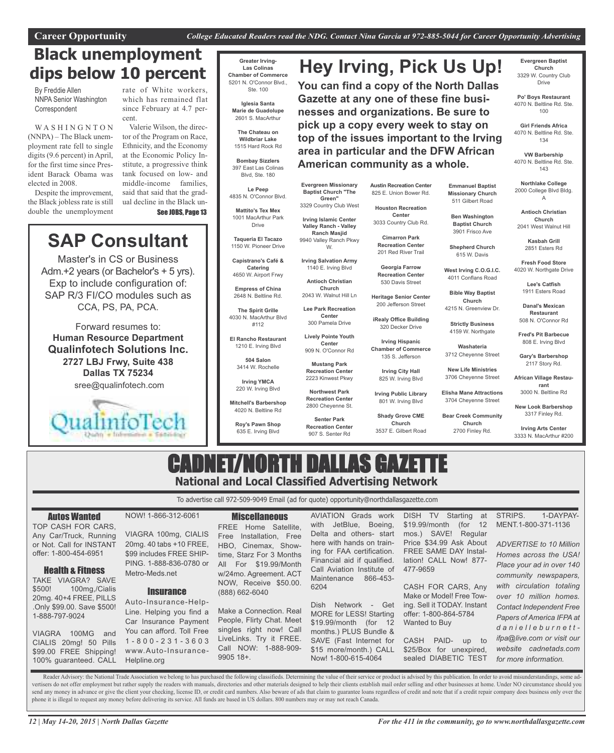# Black unemployment dips below 10 percent

By Freddie Allen
NNPA Senior Washington Correspondent

WASHINGNTON (NNPA) – The Black unemployment rate fell to single digits (9.6 percent) in April, for the first time since President Barack Obama was elected in 2008.

Despite the improvement, the Black jobless rate is still double the unemployment rate of White workers, which has remained flat since February at 4.7 percent.

Valerie Wilson, the director of the Program on Race, Ethnicity, and the Economy at the Economic Policy Institute, a progressive think tank focused on low- and middle-income families, said that said that the gradual decline in the Black un-

See JOBS, Page 13

## SAP Consultant

Master's in CS or Business Adm.+2 years (or Bachelor's + 5 yrs). Exp to include configuration of: SAP R/3 FI/CO modules such as CCA, PS, PA, PCA.

Forward resumes to:
**Human Resource Department**
**Qualinfotech Solutions Inc.**
**2727 LBJ Frwy, Suite 438**
**Dallas TX 75234**
sree@qualinfotech.com

QualinfoTech

# Hey Irving, Pick Us Up!

**You can find a copy of the North Dallas Gazette at any one of these fine businesses and organizations. Be sure to pick up a copy every week to stay on top of the issues important to the Irving area in particular and the DFW African American community as a whole.**

**Greater Irving-Las Colinas Chamber of Commerce**
5201 N. O'Connor Blvd., Ste. 100

**Iglesia Santa Marie de Guadolupe**
2601 S. MacArthur

**The Chateau on Wildbriar Lake**
1515 Hard Rock Rd

**Bombay Sizzlers**
397 East Las Colinas Blvd, Ste. 180

**Le Peep**
4835 N. O'Connor Blvd.

**Mattito's Tex Mex**
1001 MacArthur Park Drive

**Taqueria El Tacazo**
1150 W. Pioneer Drive

**Capistrano's Café & Catering**
4650 W. Airport Frwy

**Empress of China**
2648 N. Beltline Rd.

**The Spirit Grille**
4030 N. MacArthur Blvd #112

**El Rancho Restaurant**
1210 E. Irving Blvd

**504 Salon**
3414 W. Rochelle

**Irving YMCA**
220 W. Irving Blvd

**Mitchell's Barbershop**
4020 N. Beltline Rd

**Roy's Pawn Shop**
635 E. Irving Blvd

**Evergreen Missionary Baptist Church "The Green"**
3329 Country Club West

**Irving Islamic Center Valley Ranch - Valley Ranch Masjid**
9940 Valley Ranch Pkwy W.

**Irving Salvation Army**
1140 E. Irving Blvd

**Antioch Christian Church**
2043 W. Walnut Hill Ln

**Lee Park Recreation Center**
300 Pamela Drive

**Lively Pointe Youth Center**
909 N. O'Connor Rd

**Mustang Park Recreation Center**
2223 Kinwest Pkwy

**Northwest Park Recreation Center**
2800 Cheyenne St.

**Senter Park Recreation Center**
907 S. Senter Rd

**Austin Recreation Center**
825 E. Union Bower Rd.

**Houston Recreation Center**
3033 Country Club Rd.

**Cimarron Park Recreation Center**
201 Red River Trail

**Georgia Farrow Recreation Center**
530 Davis Street

**Heritage Senior Center**
200 Jefferson Street

**iRealy Office Building**
320 Decker Drive

**Irving Hispanic Chamber of Commerce**
135 S. Jefferson

**Irving City Hall**
825 W. Irving Blvd

**Irving Public Library**
801 W. Irving Blvd

**Shady Grove CME Church**
3537 E. Gilbert Road

**Emmanuel Baptist Missionary Church**
511 Gilbert Road

**Ben Washington Baptist Church**
3901 Frisco Ave

**Shepherd Church**
615 W. Davis

**West Irving C.O.G.I.C.**
4011 Conflans Road

**Bible Way Baptist Church**
4215 N. Greenview Dr.

**Strictly Business**
4159 W. Northgate

**Washateria**
3712 Cheyenne Street

**New Life Ministries**
3706 Cheyenne Street

**Elisha Mane Attractions**
3704 Cheyenne Street

**Bear Creek Community Church**
2700 Finley Rd.

**Evergreen Baptist Church**
3329 W. Country Club Drive

**Po' Boys Restaurant**
4070 N. Beltline Rd. Ste. 100

**Girl Friends Africa**
4070 N. Beltline Rd. Ste. 134

**VW Barbership**
4070 N. Beltline Rd. Ste. 143

**Northlake College**
2000 College Blvd Bldg. A

**Antioch Christian Church**
2041 West Walnut Hill

**Kasbah Grill**
2851 Esters Rd

**Fresh Food Store**
4020 W. Northgate Drive

**Lee's Catfish**
1911 Esters Road

**Danal's Mexican Restaurant**
508 N. O'Connor Rd

**Fred's Pit Barbecue**
808 E. Irving Blvd

**Gary's Barbershop**
2117 Story Rd.

**African Village Restaurant**
3000 N. Beltline Rd

**New Look Barbershop**
3317 Finley Rd.

**Irving Arts Center**
3333 N. MacArthur #200

# CADNET/NORTH DALLAS GAZETTE

## National and Local Classified Advertising Network

To advertise call 972-509-9049 Email (ad for quote) opportunity@northdallasgazette.com

### Autos Wanted

TOP CASH FOR CARS, Any Car/Truck, Running or Not. Call for INSTANT offer: 1-800-454-6951

### Health & Fitness

TAKE VIAGRA? SAVE $500! 100mg,/Cialis 20mg. 40+4 FREE, PILLS .Only $99.00. Save $500! 1-888-797-9024

VIAGRA 100MG and CIALIS 20mg! 50 Pills $99.00 FREE Shipping! 100% guaranteed. CALL NOW! 1-866-312-6061

VIAGRA 100mg, CIALIS 20mg. 40 tabs +10 FREE, $99 includes FREE SHIPPING. 1-888-836-0780 or Metro-Meds.net

### Insurance

Auto-Insurance-Help-Line. Helping you find a Car Insurance Payment You can afford. Toll Free 1-800-231-3603 www.Auto-Insurance-Helpline.org

### Miscellaneous

FREE Home Satellite, Free Installation, Free HBO, Cinemax, Showtime, Starz For 3 Months All For $19.99/Month w/24mo. Agreement. ACT NOW, Receive $50.00. (888) 662-6040

Make a Connection. Real People, Flirty Chat. Meet singles right now! Call LiveLinks. Try it FREE. Call NOW: 1-888-909-9905 18+.

AVIATION Grads work with JetBlue, Boeing, Delta and others- start here with hands on training for FAA certification. Financial aid if qualified. Call Aviation Institute of Maintenance 866-453-6204

Dish Network - Get MORE for LESS! Starting $19.99/month (for 12 months.) PLUS Bundle & SAVE (Fast Internet for $15 more/month.) CALL Now! 1-800-615-4064

DISH TV Starting at $19.99/month (for 12 mos.) SAVE! Regular Price $34.99 Ask About FREE SAME DAY Installation! CALL Now! 877-477-9659

CASH FOR CARS, Any Make or Model! Free Towing. Sell it TODAY. Instant offer: 1-800-864-5784

Wanted to Buy

CASH PAID- up to $25/Box for unexpired, sealed DIABETIC TEST STRIPS. 1-DAYPAYMENT.1-800-371-1136

*ADVERTISE to 10 Million Homes across the USA! Place your ad in over 140 community newspapers, with circulation totaling over 10 million homes. Contact Independent Free Papers of America IFPA at danielleburnett-ifpa@live.com or visit our website cadnetads.com for more information.*

Reader Advisory: the National Trade Association we belong to has purchased the following classifieds. Determining the value of their service or product is advised by this publication. In order to avoid misunderstandings, some advertisers do not offer employment but rather supply the readers with manuals, directories and other materials designed to help their clients establish mail order selling and other businesses at home. Under NO circumstance should you send any money in advance or give the client your checking, license ID, or credit card numbers. Also beware of ads that claim to guarantee loans regardless of credit and note that if a credit repair company does business only over the phone it is illegal to request any money before delivering its service. All funds are based in US dollars. 800 numbers may or may not reach Canada.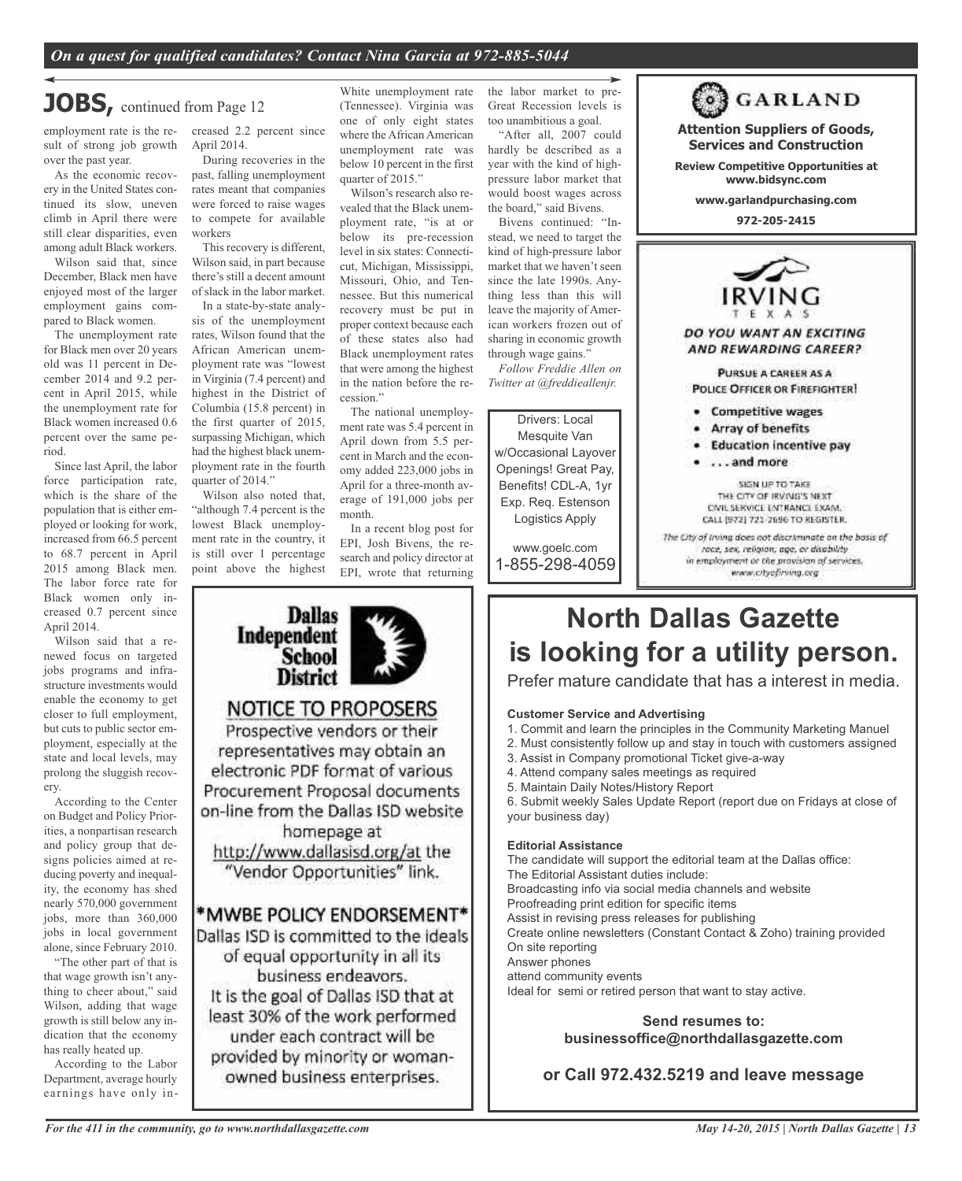# JOBS, continued from Page 12

employment rate is the result of strong job growth over the past year.

As the economic recovery in the United States continued its slow, uneven climb in April there were still clear disparities, even among adult Black workers.

Wilson said that, since December, Black men have enjoyed most of the larger employment gains compared to Black women.

The unemployment rate for Black men over 20 years old was 11 percent in December 2014 and 9.2 percent in April 2015, while the unemployment rate for Black women increased 0.6 percent over the same period.

Since last April, the labor force participation rate, which is the share of the population that is either employed or looking for work, increased from 66.5 percent to 68.7 percent in April 2015 among Black men. The labor force rate for Black women only increased 0.7 percent since April 2014.

Wilson said that a renewed focus on targeted jobs programs and infrastructure investments would enable the economy to get closer to full employment, but cuts to public sector employment, especially at the state and local levels, may prolong the sluggish recovery.

According to the Center on Budget and Policy Priorities, a nonpartisan research and policy group that designs policies aimed at reducing poverty and inequality, the economy has shed nearly 570,000 government jobs, more than 360,000 jobs in local government alone, since February 2010.

"The other part of that is that wage growth isn't anything to cheer about," said Wilson, adding that wage growth is still below any indication that the economy has really heated up.

According to the Labor Department, average hourly earnings have only increased 2.2 percent since April 2014.

During recoveries in the past, falling unemployment rates meant that companies were forced to raise wages to compete for available workers

This recovery is different, Wilson said, in part because there's still a decent amount of slack in the labor market.

In a state-by-state analysis of the unemployment rates, Wilson found that the African American unemployment rate was "lowest in Virginia (7.4 percent) and highest in the District of Columbia (15.8 percent) in the first quarter of 2015, surpassing Michigan, which had the highest black unemployment rate in the fourth quarter of 2014."

Wilson also noted that, "although 7.4 percent is the lowest Black unemployment rate in the country, it is still over 1 percentage point above the highest White unemployment rate (Tennessee). Virginia was one of only eight states where the African American unemployment rate was below 10 percent in the first quarter of 2015."

Wilson's research also revealed that the Black unemployment rate, "is at or below its pre-recession level in six states: Connecticut, Michigan, Mississippi, Missouri, Ohio, and Tennessee. But this numerical recovery must be put in proper context because each of these states also had Black unemployment rates that were among the highest in the nation before the recession."

The national unemployment rate was 5.4 percent in April down from 5.5 percent in March and the economy added 223,000 jobs in April for a three-month average of 191,000 jobs per month.

In a recent blog post for EPI, Josh Bivens, the research and policy director at EPI, wrote that returning the labor market to pre-Great Recession levels is too unambitious a goal.

"After all, 2007 could hardly be described as a year with the kind of high-pressure labor market that would boost wages across the board," said Bivens.

Bivens continued: "Instead, we need to target the kind of high-pressure labor market that we haven't seen since the late 1990s. Anything less than this will leave the majority of American workers frozen out of sharing in economic growth through wage gains."

*Follow Freddie Allen on Twitter at @freddieallenjr.*

---

Drivers: Local Mesquite Van w/Occasional Layover Openings! Great Pay, Benefits! CDL-A, 1yr Exp. Req. Estenson Logistics Apply

www.goelc.com
1-855-298-4059

---

**GARLAND**

**Attention Suppliers of Goods, Services and Construction**

**Review Competitive Opportunities at www.bidsync.com**

**www.garlandpurchasing.com**

**972-205-2415**

---

**IRVING**
TEXAS

***DO YOU WANT AN EXCITING AND REWARDING CAREER?***

PURSUE A CAREER AS A POLICE OFFICER OR FIREFIGHTER!

- Competitive wages
- Array of benefits
- Education incentive pay
- . . . and more

SIGN UP TO TAKE THE CITY OF IRVING'S NEXT CIVIL SERVICE ENTRANCE EXAM. CALL (972) 721-2696 TO REGISTER.

*The City of Irving does not discriminate on the basis of race, sex, religion, age, or disability in employment or the provision of services. www.cityofirving.org*

---

**Dallas Independent School District**

## NOTICE TO PROPOSERS

Prospective vendors or their representatives may obtain an electronic PDF format of various Procurement Proposal documents on-line from the Dallas ISD website homepage at http://www.dallasisd.org/at the "Vendor Opportunities" link.

## *MWBE POLICY ENDORSEMENT*

Dallas ISD is committed to the ideals of equal opportunity in all its business endeavors.
It is the goal of Dallas ISD that at least 30% of the work performed under each contract will be provided by minority or woman-owned business enterprises.

---

# North Dallas Gazette is looking for a utility person.

Prefer mature candidate that has a interest in media.

**Customer Service and Advertising**

1. Commit and learn the principles in the Community Marketing Manuel
2. Must consistently follow up and stay in touch with customers assigned
3. Assist in Company promotional Ticket give-a-way
4. Attend company sales meetings as required
5. Maintain Daily Notes/History Report
6. Submit weekly Sales Update Report (report due on Fridays at close of your business day)

**Editorial Assistance**

The candidate will support the editorial team at the Dallas office:
The Editorial Assistant duties include:
Broadcasting info via social media channels and website
Proofreading print edition for specific items
Assist in revising press releases for publishing
Create online newsletters (Constant Contact & Zoho) training provided
On site reporting
Answer phones
attend community events
Ideal for semi or retired person that want to stay active.

**Send resumes to: businessoffice@northdallasgazette.com**

**or Call 972.432.5219 and leave message**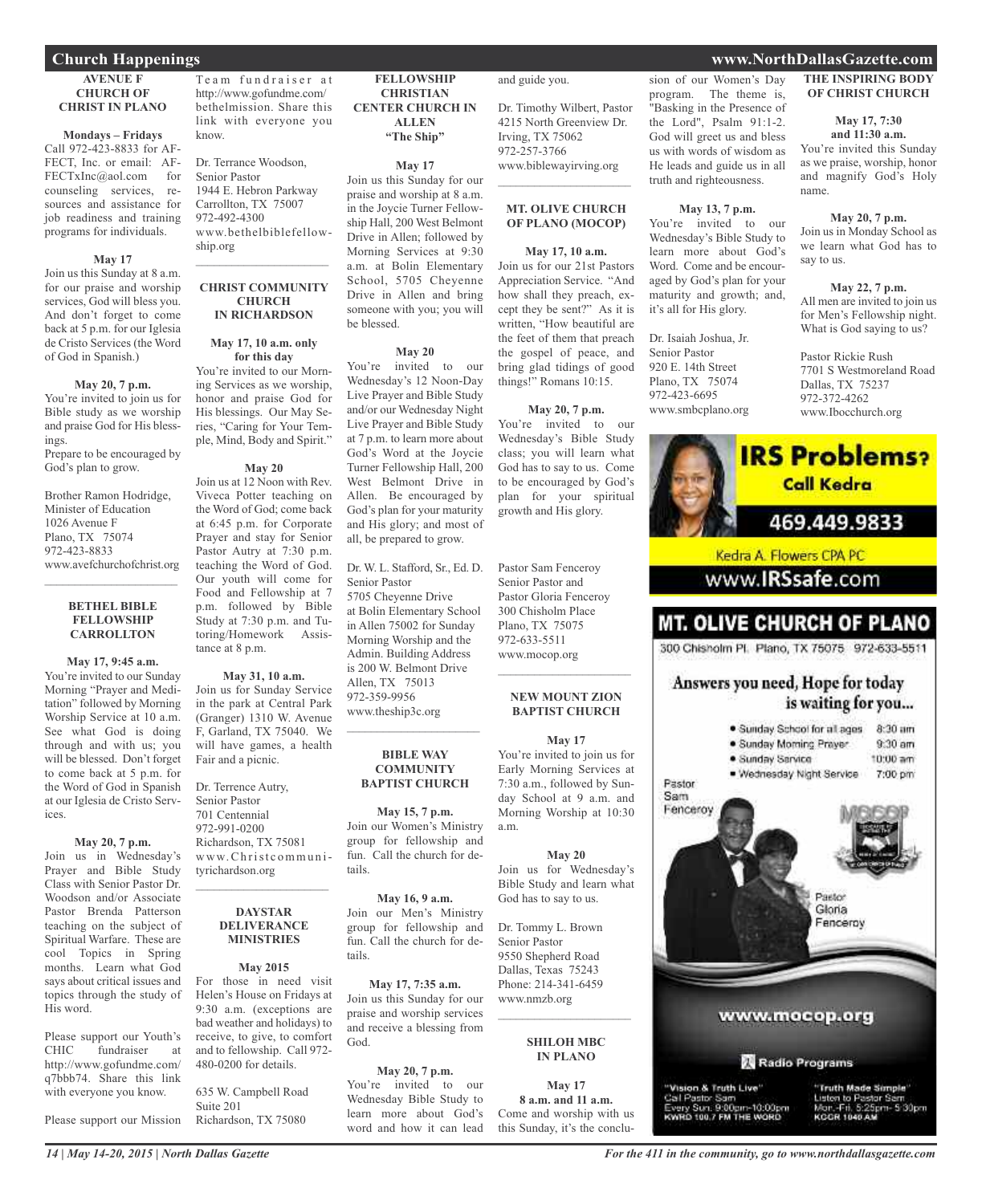## Church Happenings

### AVENUE F CHURCH OF CHRIST IN PLANO

**Mondays – Fridays**
Call 972-423-8833 for AFFECT, Inc. or email: AFFECTxInc@aol.com for counseling services, resources and assistance for job readiness and training programs for individuals.

**May 17**
Join us this Sunday at 8 a.m. for our praise and worship services, God will bless you. And don't forget to come back at 5 p.m. for our Iglesia de Cristo Services (the Word of God in Spanish.)

**May 20, 7 p.m.**
You're invited to join us for Bible study as we worship and praise God for His blessings.
Prepare to be encouraged by God's plan to grow.

Brother Ramon Hodridge, Minister of Education
1026 Avenue F
Plano, TX 75074
972-423-8833
www.avefchurchofchrist.org

### BETHEL BIBLE FELLOWSHIP CARROLLTON

**May 17, 9:45 a.m.**
You're invited to our Sunday Morning "Prayer and Meditation" followed by Morning Worship Service at 10 a.m. See what God is doing through and with us; you will be blessed. Don't forget to come back at 5 p.m. for the Word of God in Spanish at our Iglesia de Cristo Services.

**May 20, 7 p.m.**
Join us in Wednesday's Prayer and Bible Study Class with Senior Pastor Dr. Woodson and/or Associate Pastor Brenda Patterson teaching on the subject of Spiritual Warfare. These are cool Topics in Spring months. Learn what God says about critical issues and topics through the study of His word.

Please support our Youth's CHIC fundraiser at http://www.gofundme.com/q7bbb74. Share this link with everyone you know.

Please support our Mission Team fundraiser at http://www.gofundme.com/bethelmission. Share this link with everyone you know.

Dr. Terrance Woodson, Senior Pastor
1944 E. Hebron Parkway
Carrollton, TX 75007
972-492-4300
www.bethelbiblefellowship.org

### CHRIST COMMUNITY CHURCH IN RICHARDSON

**May 17, 10 a.m. only for this day**
You're invited to our Morning Services as we worship, honor and praise God for His blessings. Our May Series, "Caring for Your Temple, Mind, Body and Spirit."

**May 20**
Join us at 12 Noon with Rev. Viveca Potter teaching on the Word of God; come back at 6:45 p.m. for Corporate Prayer and stay for Senior Pastor Autry at 7:30 p.m. teaching the Word of God. Our youth will come for Food and Fellowship at 7 p.m. followed by Bible Study at 7:30 p.m. and Tutoring/Homework Assistance at 8 p.m.

**May 31, 10 a.m.**
Join us for Sunday Service in the park at Central Park (Granger) 1310 W. Avenue F, Garland, TX 75040. We will have games, a health Fair and a picnic.

Dr. Terrence Autry, Senior Pastor
701 Centennial
972-991-0200
Richardson, TX 75081
www.Christcommunityrichardson.org

### DAYSTAR DELIVERANCE MINISTRIES

**May 2015**
For those in need visit Helen's House on Fridays at 9:30 a.m. (exceptions are bad weather and holidays) to receive, to give, to comfort and to fellowship. Call 972-480-0200 for details.

635 W. Campbell Road
Suite 201
Richardson, TX 75080

### FELLOWSHIP CHRISTIAN CENTER CHURCH IN ALLEN "The Ship"

**May 17**
Join us this Sunday for our praise and worship at 8 a.m. in the Joycie Turner Fellowship Hall, 200 West Belmont Drive in Allen; followed by Morning Services at 9:30 a.m. at Bolin Elementary School, 5705 Cheyenne Drive in Allen and bring someone with you; you will be blessed.

**May 20**
You're invited to our Wednesday's 12 Noon-Day Live Prayer and Bible Study and/or our Wednesday Night Live Prayer and Bible Study at 7 p.m. to learn more about God's Word at the Joycie Turner Fellowship Hall, 200 West Belmont Drive in Allen. Be encouraged by God's plan for your maturity and His glory; and most of all, be prepared to grow.

Dr. W. L. Stafford, Sr., Ed. D.
Senior Pastor
5705 Cheyenne Drive
at Bolin Elementary School in Allen 75002 for Sunday Morning Worship and the Admin. Building Address is 200 W. Belmont Drive
Allen, TX 75013
972-359-9956
www.theship3c.org

### BIBLE WAY COMMUNITY BAPTIST CHURCH

**May 15, 7 p.m.**
Join our Women's Ministry group for fellowship and fun. Call the church for details.

**May 16, 9 a.m.**
Join our Men's Ministry group for fellowship and fun. Call the church for details.

**May 17, 7:35 a.m.**
Join us this Sunday for our praise and worship services and receive a blessing from God.

**May 20, 7 p.m.**
You're invited to our Wednesday Bible Study to learn more about God's word and how it can lead and guide you.

Dr. Timothy Wilbert, Pastor
4215 North Greenview Dr.
Irving, TX 75062
972-257-3766
www.biblewayirving.org

### MT. OLIVE CHURCH OF PLANO (MOCOP)

**May 17, 10 a.m.**
Join us for our 21st Pastors Appreciation Service. "And how shall they preach, except they be sent?" As it is written, "How beautiful are the feet of them that preach the gospel of peace, and bring glad tidings of good things!" Romans 10:15.

**May 20, 7 p.m.**
You're invited to our Wednesday's Bible Study class; you will learn what God has to say to us. Come to be encouraged by God's plan for your spiritual growth and His glory.

Pastor Sam Fenceroy
Senior Pastor and
Pastor Gloria Fenceroy
300 Chisholm Place
Plano, TX 75075
972-633-5511
www.mocop.org

### NEW MOUNT ZION BAPTIST CHURCH

**May 17**
You're invited to join us for Early Morning Services at 7:30 a.m., followed by Sunday School at 9 a.m. and Morning Worship at 10:30 a.m.

**May 20**
Join us for Wednesday's Bible Study and learn what God has to say to us.

Dr. Tommy L. Brown
Senior Pastor
9550 Shepherd Road
Dallas, Texas 75243
Phone: 214-341-6459
www.nmzb.org

### SHILOH MBC IN PLANO

**May 17**
**8 a.m. and 11 a.m.**
Come and worship with us this Sunday, it's the conclusion of our Women's Day program. The theme is, "Basking in the Presence of the Lord", Psalm 91:1-2. God will greet us and bless us with words of wisdom as He leads and guide us in all truth and righteousness.

**May 13, 7 p.m.**
You're invited to our Wednesday's Bible Study to learn more about God's Word. Come and be encouraged by God's plan for your maturity and growth; and, it's all for His glory.

Dr. Isaiah Joshua, Jr.
Senior Pastor
920 E. 14th Street
Plano, TX 75074
972-423-6695
www.smbcplano.org

### THE INSPIRING BODY OF CHRIST CHURCH

**May 17, 7:30 and 11:30 a.m.**
You're invited this Sunday as we praise, worship, honor and magnify God's Holy name.

**May 20, 7 p.m.**
Join us in Monday School as we learn what God has to say to us.

**May 22, 7 p.m.**
All men are invited to join us for Men's Fellowship night. What is God saying to us?

Pastor Rickie Rush
7701 S Westmoreland Road
Dallas, TX 75237
972-372-4262
www.Ibocchurch.org

---

**IRS Problems?**
**Call Kedra**
**469.449.9833**
Kedra A. Flowers CPA PC
www.IRSsafe.com

---

**MT. OLIVE CHURCH OF PLANO**
300 Chisholm Pl. Plano, TX 75075 972-633-5511

**Answers you need, Hope for today is waiting for you...**

- Sunday School for all ages 8:30 am
- Sunday Morning Prayer 9:30 am
- Sunday Service 10:00 am
- Wednesday Night Service 7:00 pm

Pastor Sam Fenceroy
Pastor Gloria Fenceroy

www.mocop.org

**Radio Programs**

"Vision & Truth Live"
Call Pastor Sam
Every Sun. 9:00pm-10:00pm
KWRD 100.7 FM THE WORD

"Truth Made Simple"
Listen to Pastor Sam
Mon.-Fri. 5:25pm- 5:30pm
KCGR 1040 AM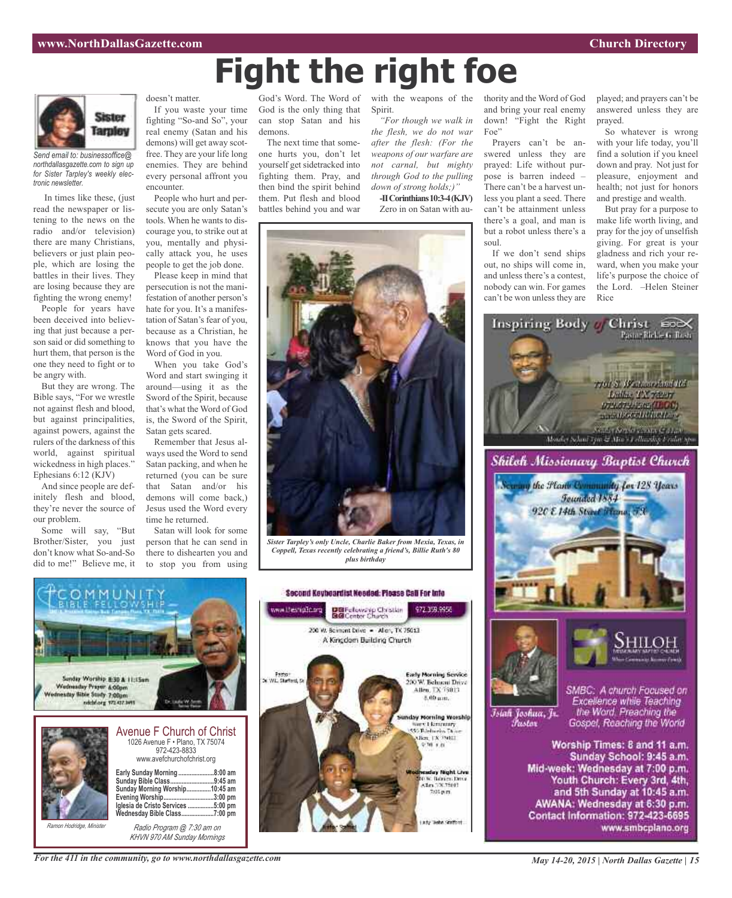# Fight the right foe

Send email to: businessoffice@northdallasgazette.com to sign up for Sister Tarpley's weekly electronic newsletter.

In times like these, (just read the newspaper or listening to the news on the radio and/or television) there are many Christians, believers or just plain people, which are losing the battles in their lives. They are losing because they are fighting the wrong enemy!

People for years have been deceived into believing that just because a person said or did something to hurt them, that person is the one they need to fight or to be angry with.

But they are wrong. The Bible says, "For we wrestle not against flesh and blood, but against principalities, against powers, against the rulers of the darkness of this world, against spiritual wickedness in high places." Ephesians 6:12 (KJV)

And since people are definitely flesh and blood, they're never the source of our problem.

Some will say, "But Brother/Sister, you just don't know what So-and-So did to me!" Believe me, it doesn't matter.

If you waste your time fighting "So-and So", your real enemy (Satan and his demons) will get away scot-free. They are your life long enemies. They are behind every personal affront you encounter.

People who hurt and persecute you are only Satan's tools. When he wants to discourage you, to strike out at you, mentally and physically attack you, he uses people to get the job done.

Please keep in mind that persecution is not the manifestation of another person's hate for you. It's a manifestation of Satan's fear of you, because as a Christian, he knows that you have the Word of God in you.

When you take God's Word and start swinging it around—using it as the Sword of the Spirit, because that's what the Word of God is, the Sword of the Spirit, Satan gets scared.

Remember that Jesus always used the Word to send Satan packing, and when he returned (you can be sure that Satan and/or his demons will come back,) Jesus used the Word every time he returned.

Satan will look for some person that he can send in there to dishearten you and to stop you from using God's Word. The Word of God is the only thing that can stop Satan and his demons.

The next time that someone hurts you, don't let yourself get sidetracked into fighting them. Pray, and then bind the spirit behind them. Put flesh and blood battles behind you and war with the weapons of the Spirit.

*"For though we walk in the flesh, we do not war after the flesh: (For the weapons of our warfare are not carnal, but mighty through God to the pulling down of strong holds;)"*

**-II Corinthians 10:3-4 (KJV)**

Zero in on Satan with authority and the Word of God and bring your real enemy down! "Fight the Right Foe"

Prayers can't be answered unless they are prayed: Life without purpose is barren indeed – There can't be a harvest unless you plant a seed. There can't be attainment unless there's a goal, and man is but a robot unless there's a soul.

If we don't send ships out, no ships will come in, and unless there's a contest, nobody can win. For games can't be won unless they are played; and prayers can't be answered unless they are prayed.

So whatever is wrong with your life today, you'll find a solution if you kneel down and pray. Not just for pleasure, enjoyment and health; not just for honors and prestige and wealth.

But pray for a purpose to make life worth living, and pray for the joy of unselfish giving. For great is your gladness and rich your reward, when you make your life's purpose the choice of the Lord. –Helen Steiner Rice

*Sister Tarpley's only Uncle, Charlie Baker from Mexia, Texas, in Coppell, Texas recently celebrating a friend's, Billie Ruth's 80 plus birthday*

---

**Community Bible Fellowship**

Sunday Worship 8:30 & 11:15am
Wednesday Prayer 6:00pm
Wednesday Bible Study 7:00pm

---

**Avenue F Church of Christ**
1026 Avenue F • Plano, TX 75074
972-423-8833
www.avefchurchofchrist.org

Early Sunday Morning......8:00 am
Sunday Bible Class......9:45 am
Sunday Morning Worship......10:45 am
Evening Worship......3:00 pm
Iglesia de Cristo Services......5:00 pm
Wednesday Bible Class......7:00 pm

Ramon Hodridge, Minister

*Radio Program @ 7:30 am on KHVN 970 AM Sunday Mornings*

---

**Second Keyboardist Needed: Please Call For Info**

www.thefcc.org — Fellowship Christian Center Church — 972.359.9956
200 W. Belmont Drive • Allen, TX 75013
A Kingdom Building Church

Pastor Dr. W.L. Stafford, Sr.

Early Morning Service
200 W. Belmont Drive
Allen, TX 75013
8:00 a.m.

Sunday Morning Worship

Wednesday Night Live
7:00 p.m.

Lady Stafford

---

**Inspiring Body of Christ** — Pastor Rickie G. Rush
Dallas, TX

---

**Shiloh Missionary Baptist Church**
Serving the Plano Community for 128 Years
Founded 1884
920 E 14th Street Plano, TX

Isiah Joshua, Jr. Pastor

SMBC: A church Focused on Excellence while Teaching the Word, Preaching the Gospel, Reaching the World

Worship Times: 8 and 11 a.m.
Sunday School: 9:45 a.m.
Mid-week: Wednesday at 7:00 p.m.
Youth Church: Every 3rd, 4th, and 5th Sunday at 10:45 a.m.
AWANA: Wednesday at 6:30 p.m.
Contact Information: 972-423-6695
www.smbcplano.org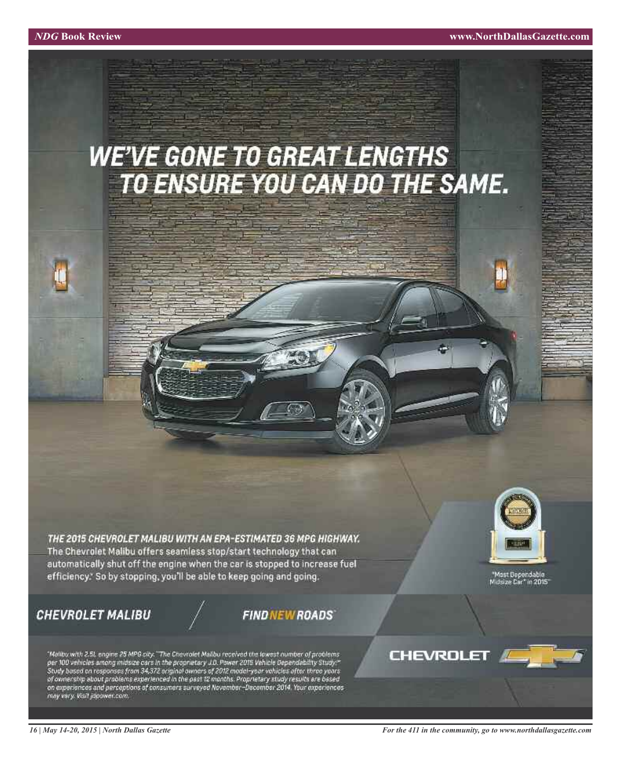# WE'VE GONE TO GREAT LENGTHS TO ENSURE YOU CAN DO THE SAME.

**THE 2015 CHEVROLET MALIBU WITH AN EPA-ESTIMATED 36 MPG HIGHWAY.**

The Chevrolet Malibu offers seamless stop/start technology that can automatically shut off the engine when the car is stopped to increase fuel efficiency.* So by stopping, you'll be able to keep going and going.

"Most Dependable Midsize Car" in 2015**

**CHEVROLET MALIBU** / **FIND NEW ROADS**

*Malibu with 2.5L engine 25 MPG city. **The Chevrolet Malibu received the lowest number of problems per 100 vehicles among midsize cars in the proprietary J.D. Power 2015 Vehicle Dependability Study.SM Study based on responses from 34,372 original owners of 2012 model-year vehicles after three years of ownership about problems experienced in the past 12 months. Proprietary study results are based on experiences and perceptions of consumers surveyed November–December 2014. Your experiences may vary. Visit jdpower.com.

CHEVROLET